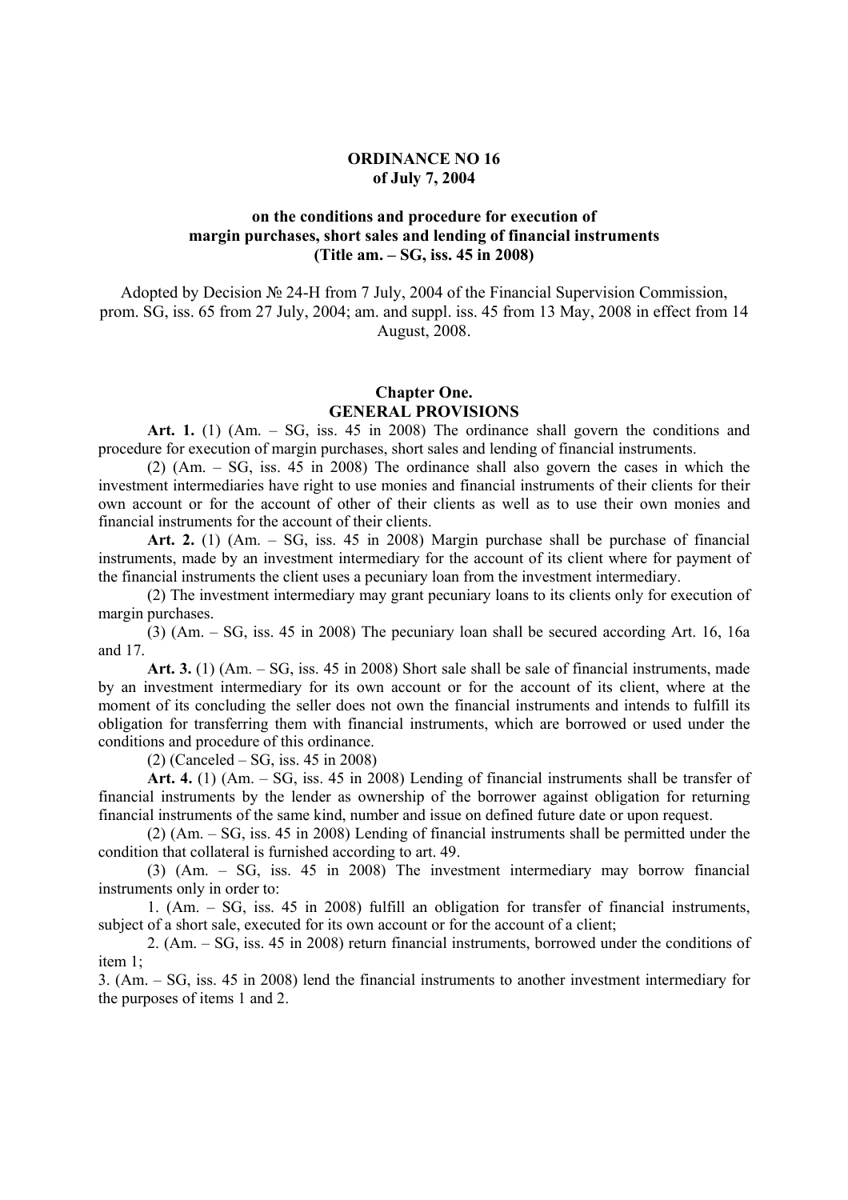# ORDINANCE NO 16
## of July 7, 2004

## on the conditions and procedure for execution of margin purchases, short sales and lending of financial instruments (Title am. – SG, iss. 45 in 2008)

Adopted by Decision № 24-H from 7 July, 2004 of the Financial Supervision Commission, prom. SG, iss. 65 from 27 July, 2004; am. and suppl. iss. 45 from 13 May, 2008 in effect from 14 August, 2008.

## Chapter One.
## GENERAL PROVISIONS

**Art. 1.** (1) (Am. – SG, iss. 45 in 2008) The ordinance shall govern the conditions and procedure for execution of margin purchases, short sales and lending of financial instruments.

(2) (Am. – SG, iss. 45 in 2008) The ordinance shall also govern the cases in which the investment intermediaries have right to use monies and financial instruments of their clients for their own account or for the account of other of their clients as well as to use their own monies and financial instruments for the account of their clients.

**Art. 2.** (1) (Am. – SG, iss. 45 in 2008) Margin purchase shall be purchase of financial instruments, made by an investment intermediary for the account of its client where for payment of the financial instruments the client uses a pecuniary loan from the investment intermediary.

(2) The investment intermediary may grant pecuniary loans to its clients only for execution of margin purchases.

(3) (Am. – SG, iss. 45 in 2008) The pecuniary loan shall be secured according Art. 16, 16a and 17.

**Art. 3.** (1) (Am. – SG, iss. 45 in 2008) Short sale shall be sale of financial instruments, made by an investment intermediary for its own account or for the account of its client, where at the moment of its concluding the seller does not own the financial instruments and intends to fulfill its obligation for transferring them with financial instruments, which are borrowed or used under the conditions and procedure of this ordinance.

(2) (Canceled – SG, iss. 45 in 2008)

**Art. 4.** (1) (Am. – SG, iss. 45 in 2008) Lending of financial instruments shall be transfer of financial instruments by the lender as ownership of the borrower against obligation for returning financial instruments of the same kind, number and issue on defined future date or upon request.

(2) (Am. – SG, iss. 45 in 2008) Lending of financial instruments shall be permitted under the condition that collateral is furnished according to art. 49.

(3) (Am. – SG, iss. 45 in 2008) The investment intermediary may borrow financial instruments only in order to:

1. (Am. – SG, iss. 45 in 2008) fulfill an obligation for transfer of financial instruments, subject of a short sale, executed for its own account or for the account of a client;

2. (Am. – SG, iss. 45 in 2008) return financial instruments, borrowed under the conditions of item 1;

3. (Am. – SG, iss. 45 in 2008) lend the financial instruments to another investment intermediary for the purposes of items 1 and 2.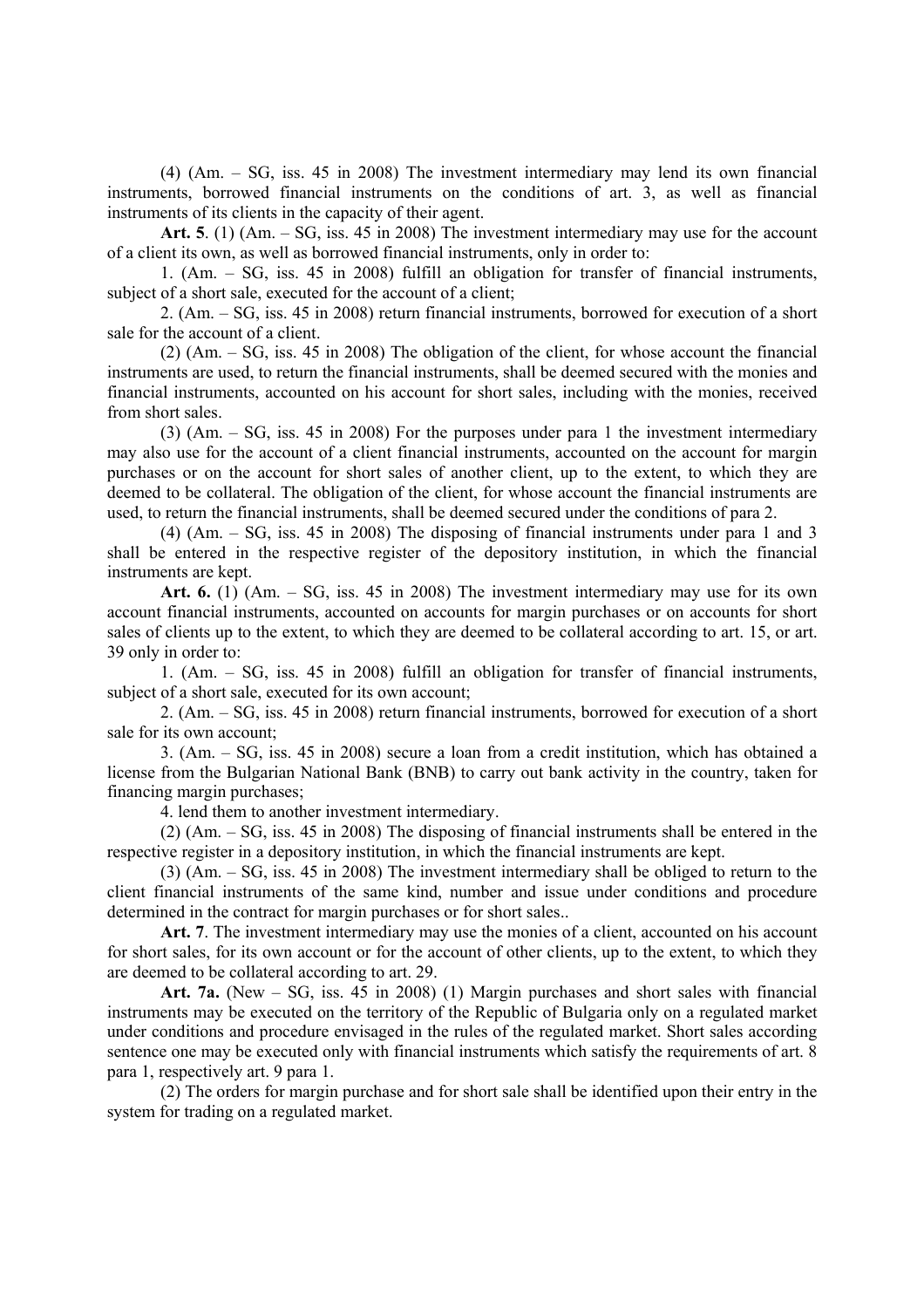(4) (Am. – SG, iss. 45 in 2008) The investment intermediary may lend its own financial instruments, borrowed financial instruments on the conditions of art. 3, as well as financial instruments of its clients in the capacity of their agent.

**Art. 5**. (1) (Am. – SG, iss. 45 in 2008) The investment intermediary may use for the account of a client its own, as well as borrowed financial instruments, only in order to:

1. (Am. – SG, iss. 45 in 2008) fulfill an obligation for transfer of financial instruments, subject of a short sale, executed for the account of a client;

2. (Am. – SG, iss. 45 in 2008) return financial instruments, borrowed for execution of a short sale for the account of a client.

(2) (Am. – SG, iss. 45 in 2008) The obligation of the client, for whose account the financial instruments are used, to return the financial instruments, shall be deemed secured with the monies and financial instruments, accounted on his account for short sales, including with the monies, received from short sales.

(3) (Am. – SG, iss. 45 in 2008) For the purposes under para 1 the investment intermediary may also use for the account of a client financial instruments, accounted on the account for margin purchases or on the account for short sales of another client, up to the extent, to which they are deemed to be collateral. The obligation of the client, for whose account the financial instruments are used, to return the financial instruments, shall be deemed secured under the conditions of para 2.

(4) (Am. – SG, iss. 45 in 2008) The disposing of financial instruments under para 1 and 3 shall be entered in the respective register of the depository institution, in which the financial instruments are kept.

**Art. 6.** (1) (Am. – SG, iss. 45 in 2008) The investment intermediary may use for its own account financial instruments, accounted on accounts for margin purchases or on accounts for short sales of clients up to the extent, to which they are deemed to be collateral according to art. 15, or art. 39 only in order to:

1. (Am. – SG, iss. 45 in 2008) fulfill an obligation for transfer of financial instruments, subject of a short sale, executed for its own account;

2. (Am. – SG, iss. 45 in 2008) return financial instruments, borrowed for execution of a short sale for its own account;

3. (Am. – SG, iss. 45 in 2008) secure a loan from a credit institution, which has obtained a license from the Bulgarian National Bank (BNB) to carry out bank activity in the country, taken for financing margin purchases;

4. lend them to another investment intermediary.

(2) (Am. – SG, iss. 45 in 2008) The disposing of financial instruments shall be entered in the respective register in a depository institution, in which the financial instruments are kept.

(3) (Am. – SG, iss. 45 in 2008) The investment intermediary shall be obliged to return to the client financial instruments of the same kind, number and issue under conditions and procedure determined in the contract for margin purchases or for short sales..

**Art. 7**. The investment intermediary may use the monies of a client, accounted on his account for short sales, for its own account or for the account of other clients, up to the extent, to which they are deemed to be collateral according to art. 29.

**Art. 7a.** (New – SG, iss. 45 in 2008) (1) Margin purchases and short sales with financial instruments may be executed on the territory of the Republic of Bulgaria only on a regulated market under conditions and procedure envisaged in the rules of the regulated market. Short sales according sentence one may be executed only with financial instruments which satisfy the requirements of art. 8 para 1, respectively art. 9 para 1.

(2) The orders for margin purchase and for short sale shall be identified upon their entry in the system for trading on a regulated market.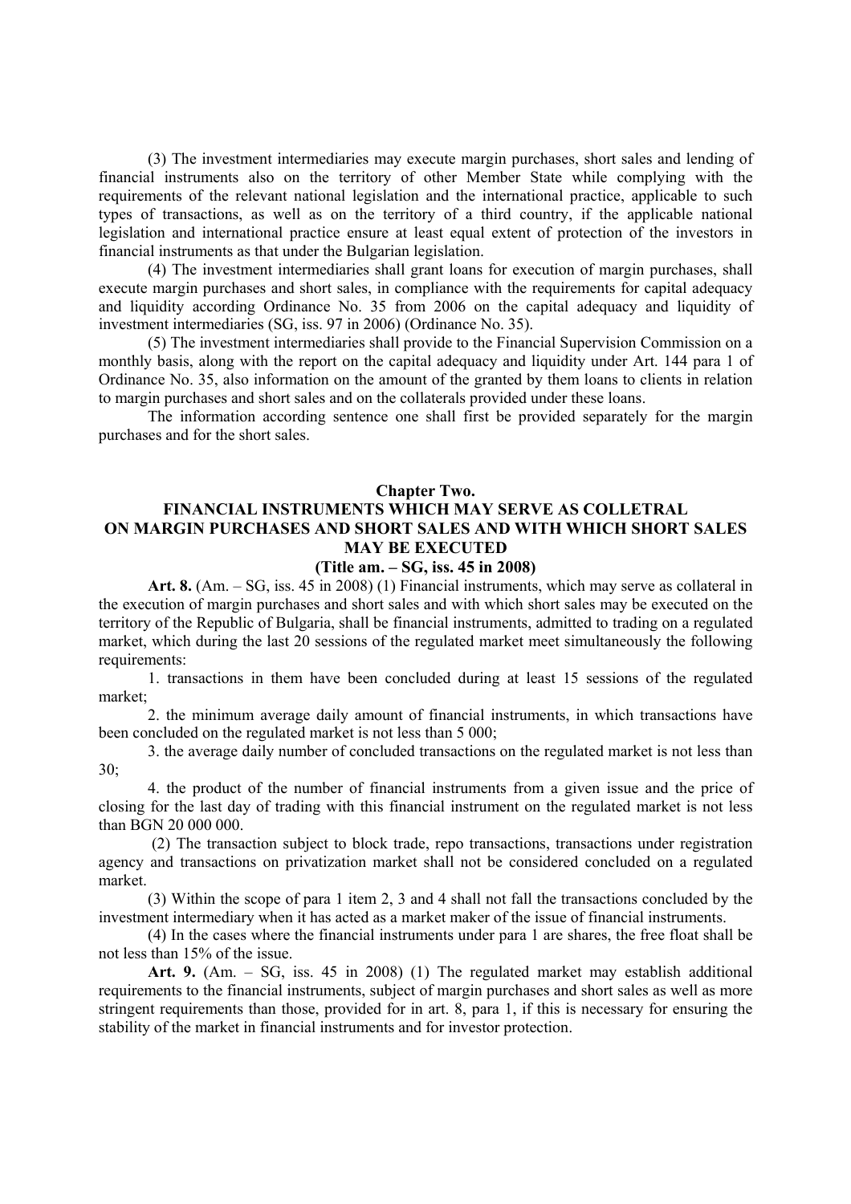(3) The investment intermediaries may execute margin purchases, short sales and lending of financial instruments also on the territory of other Member State while complying with the requirements of the relevant national legislation and the international practice, applicable to such types of transactions, as well as on the territory of a third country, if the applicable national legislation and international practice ensure at least equal extent of protection of the investors in financial instruments as that under the Bulgarian legislation.

(4) The investment intermediaries shall grant loans for execution of margin purchases, shall execute margin purchases and short sales, in compliance with the requirements for capital adequacy and liquidity according Ordinance No. 35 from 2006 on the capital adequacy and liquidity of investment intermediaries (SG, iss. 97 in 2006) (Ordinance No. 35).

(5) The investment intermediaries shall provide to the Financial Supervision Commission on a monthly basis, along with the report on the capital adequacy and liquidity under Art. 144 para 1 of Ordinance No. 35, also information on the amount of the granted by them loans to clients in relation to margin purchases and short sales and on the collaterals provided under these loans.

The information according sentence one shall first be provided separately for the margin purchases and for the short sales.

## Chapter Two.
## FINANCIAL INSTRUMENTS WHICH MAY SERVE AS COLLETRAL ON MARGIN PURCHASES AND SHORT SALES AND WITH WHICH SHORT SALES MAY BE EXECUTED
### (Title am. – SG, iss. 45 in 2008)

**Art. 8.** (Am. – SG, iss. 45 in 2008) (1) Financial instruments, which may serve as collateral in the execution of margin purchases and short sales and with which short sales may be executed on the territory of the Republic of Bulgaria, shall be financial instruments, admitted to trading on a regulated market, which during the last 20 sessions of the regulated market meet simultaneously the following requirements:

1. transactions in them have been concluded during at least 15 sessions of the regulated market;

2. the minimum average daily amount of financial instruments, in which transactions have been concluded on the regulated market is not less than 5 000;

3. the average daily number of concluded transactions on the regulated market is not less than 30;

4. the product of the number of financial instruments from a given issue and the price of closing for the last day of trading with this financial instrument on the regulated market is not less than BGN 20 000 000.

(2) The transaction subject to block trade, repo transactions, transactions under registration agency and transactions on privatization market shall not be considered concluded on a regulated market.

(3) Within the scope of para 1 item 2, 3 and 4 shall not fall the transactions concluded by the investment intermediary when it has acted as a market maker of the issue of financial instruments.

(4) In the cases where the financial instruments under para 1 are shares, the free float shall be not less than 15% of the issue.

**Art. 9.** (Am. – SG, iss. 45 in 2008) (1) The regulated market may establish additional requirements to the financial instruments, subject of margin purchases and short sales as well as more stringent requirements than those, provided for in art. 8, para 1, if this is necessary for ensuring the stability of the market in financial instruments and for investor protection.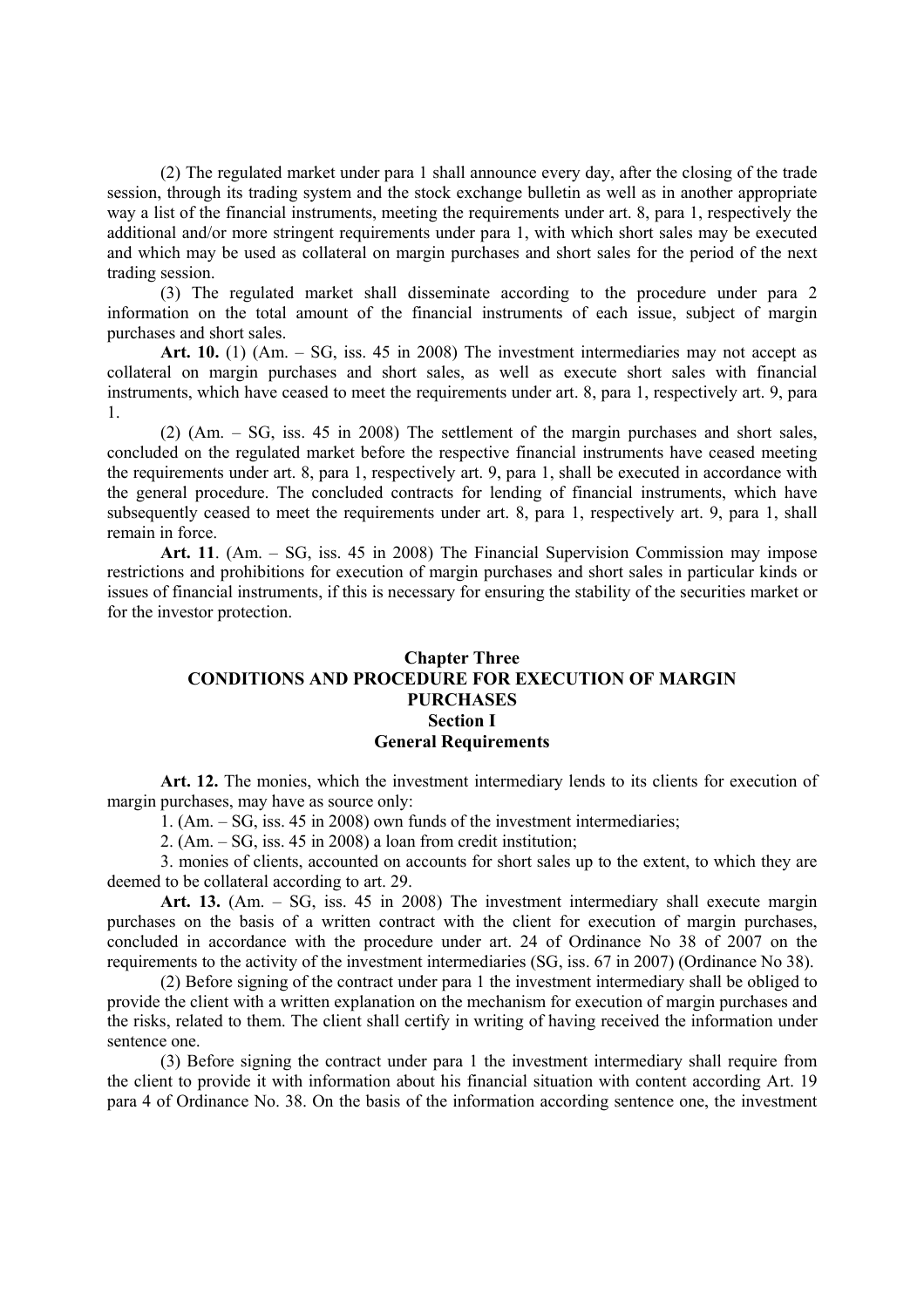(2) The regulated market under para 1 shall announce every day, after the closing of the trade session, through its trading system and the stock exchange bulletin as well as in another appropriate way a list of the financial instruments, meeting the requirements under art. 8, para 1, respectively the additional and/or more stringent requirements under para 1, with which short sales may be executed and which may be used as collateral on margin purchases and short sales for the period of the next trading session.

(3) The regulated market shall disseminate according to the procedure under para 2 information on the total amount of the financial instruments of each issue, subject of margin purchases and short sales.

**Art. 10.** (1) (Am. – SG, iss. 45 in 2008) The investment intermediaries may not accept as collateral on margin purchases and short sales, as well as execute short sales with financial instruments, which have ceased to meet the requirements under art. 8, para 1, respectively art. 9, para 1.

(2) (Am. – SG, iss. 45 in 2008) The settlement of the margin purchases and short sales, concluded on the regulated market before the respective financial instruments have ceased meeting the requirements under art. 8, para 1, respectively art. 9, para 1, shall be executed in accordance with the general procedure. The concluded contracts for lending of financial instruments, which have subsequently ceased to meet the requirements under art. 8, para 1, respectively art. 9, para 1, shall remain in force.

**Art. 11**. (Am. – SG, iss. 45 in 2008) The Financial Supervision Commission may impose restrictions and prohibitions for execution of margin purchases and short sales in particular kinds or issues of financial instruments, if this is necessary for ensuring the stability of the securities market or for the investor protection.

## Chapter Three
## CONDITIONS AND PROCEDURE FOR EXECUTION OF MARGIN PURCHASES
### Section I
### General Requirements

**Art. 12.** The monies, which the investment intermediary lends to its clients for execution of margin purchases, may have as source only:

1. (Am. – SG, iss. 45 in 2008) own funds of the investment intermediaries;

2. (Am. – SG, iss. 45 in 2008) a loan from credit institution;

3. monies of clients, accounted on accounts for short sales up to the extent, to which they are deemed to be collateral according to art. 29.

**Art. 13.** (Am. – SG, iss. 45 in 2008) The investment intermediary shall execute margin purchases on the basis of a written contract with the client for execution of margin purchases, concluded in accordance with the procedure under art. 24 of Ordinance No 38 of 2007 on the requirements to the activity of the investment intermediaries (SG, iss. 67 in 2007) (Ordinance No 38).

(2) Before signing of the contract under para 1 the investment intermediary shall be obliged to provide the client with a written explanation on the mechanism for execution of margin purchases and the risks, related to them. The client shall certify in writing of having received the information under sentence one.

(3) Before signing the contract under para 1 the investment intermediary shall require from the client to provide it with information about his financial situation with content according Art. 19 para 4 of Ordinance No. 38. On the basis of the information according sentence one, the investment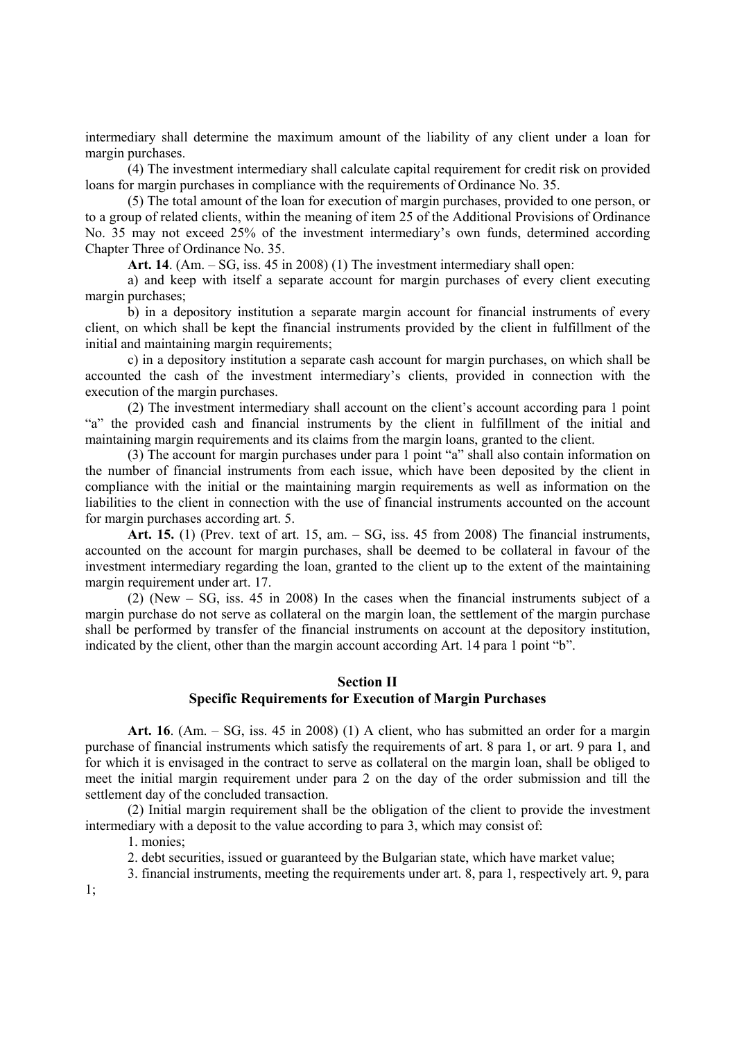intermediary shall determine the maximum amount of the liability of any client under a loan for margin purchases.

(4) The investment intermediary shall calculate capital requirement for credit risk on provided loans for margin purchases in compliance with the requirements of Ordinance No. 35.

(5) The total amount of the loan for execution of margin purchases, provided to one person, or to a group of related clients, within the meaning of item 25 of the Additional Provisions of Ordinance No. 35 may not exceed 25% of the investment intermediary's own funds, determined according Chapter Three of Ordinance No. 35.

**Art. 14**. (Am. – SG, iss. 45 in 2008) (1) The investment intermediary shall open:

a) and keep with itself a separate account for margin purchases of every client executing margin purchases;

b) in a depository institution a separate margin account for financial instruments of every client, on which shall be kept the financial instruments provided by the client in fulfillment of the initial and maintaining margin requirements;

c) in a depository institution a separate cash account for margin purchases, on which shall be accounted the cash of the investment intermediary's clients, provided in connection with the execution of the margin purchases.

(2) The investment intermediary shall account on the client's account according para 1 point "a" the provided cash and financial instruments by the client in fulfillment of the initial and maintaining margin requirements and its claims from the margin loans, granted to the client.

(3) The account for margin purchases under para 1 point "a" shall also contain information on the number of financial instruments from each issue, which have been deposited by the client in compliance with the initial or the maintaining margin requirements as well as information on the liabilities to the client in connection with the use of financial instruments accounted on the account for margin purchases according art. 5.

**Art. 15.** (1) (Prev. text of art. 15, am. – SG, iss. 45 from 2008) The financial instruments, accounted on the account for margin purchases, shall be deemed to be collateral in favour of the investment intermediary regarding the loan, granted to the client up to the extent of the maintaining margin requirement under art. 17.

(2) (New – SG, iss. 45 in 2008) In the cases when the financial instruments subject of a margin purchase do not serve as collateral on the margin loan, the settlement of the margin purchase shall be performed by transfer of the financial instruments on account at the depository institution, indicated by the client, other than the margin account according Art. 14 para 1 point "b".

## Section II
## Specific Requirements for Execution of Margin Purchases

**Art. 16**. (Am. – SG, iss. 45 in 2008) (1) A client, who has submitted an order for a margin purchase of financial instruments which satisfy the requirements of art. 8 para 1, or art. 9 para 1, and for which it is envisaged in the contract to serve as collateral on the margin loan, shall be obliged to meet the initial margin requirement under para 2 on the day of the order submission and till the settlement day of the concluded transaction.

(2) Initial margin requirement shall be the obligation of the client to provide the investment intermediary with a deposit to the value according to para 3, which may consist of:

1. monies;

2. debt securities, issued or guaranteed by the Bulgarian state, which have market value;

3. financial instruments, meeting the requirements under art. 8, para 1, respectively art. 9, para 1;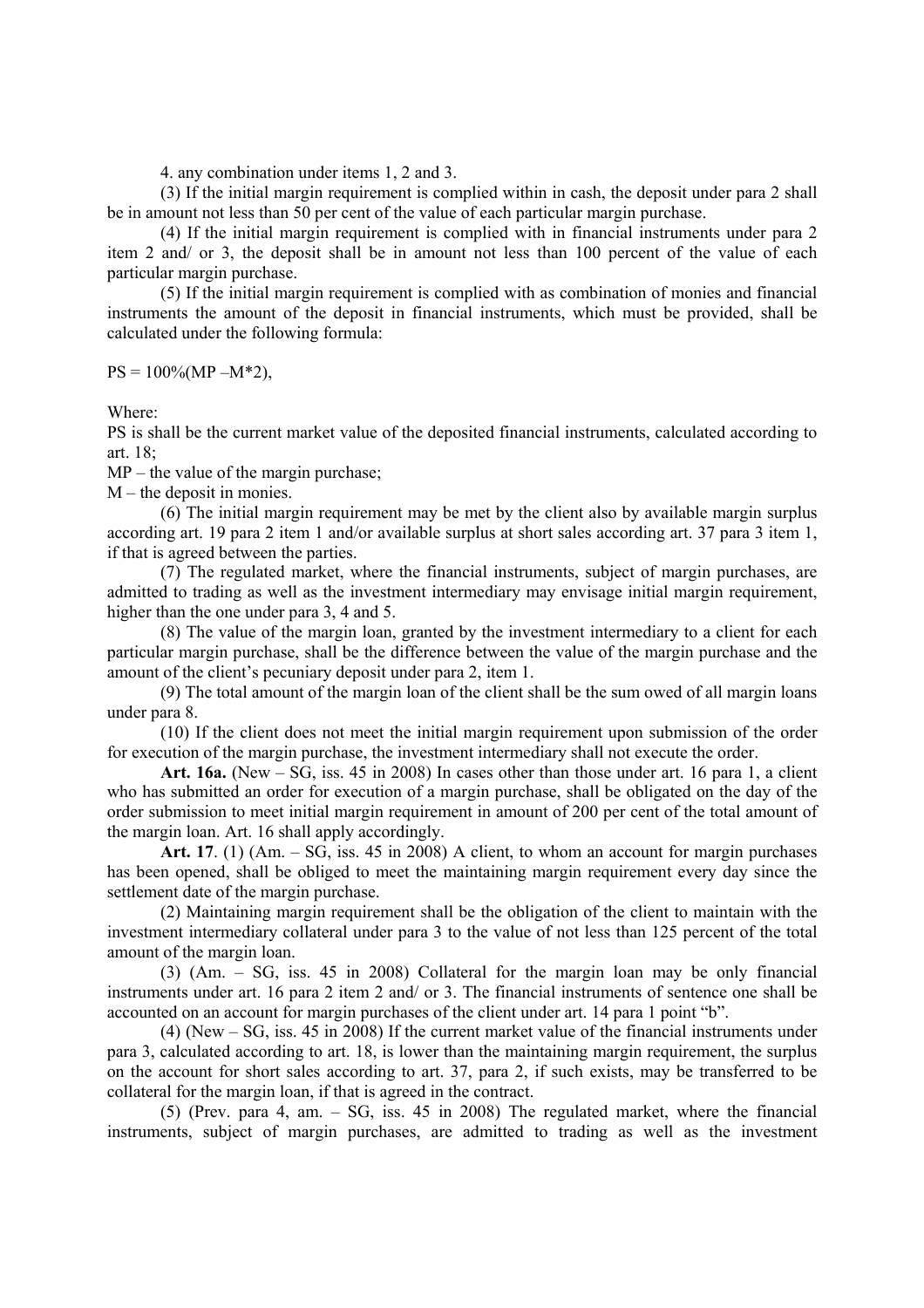4. any combination under items 1, 2 and 3.

(3) If the initial margin requirement is complied within in cash, the deposit under para 2 shall be in amount not less than 50 per cent of the value of each particular margin purchase.

(4) If the initial margin requirement is complied with in financial instruments under para 2 item 2 and/ or 3, the deposit shall be in amount not less than 100 percent of the value of each particular margin purchase.

(5) If the initial margin requirement is complied with as combination of monies and financial instruments the amount of the deposit in financial instruments, which must be provided, shall be calculated under the following formula:

$$PS = 100\%(MP - M*2),$$

Where:

PS is shall be the current market value of the deposited financial instruments, calculated according to art. 18;

MP – the value of the margin purchase;

M – the deposit in monies.

(6) The initial margin requirement may be met by the client also by available margin surplus according art. 19 para 2 item 1 and/or available surplus at short sales according art. 37 para 3 item 1, if that is agreed between the parties.

(7) The regulated market, where the financial instruments, subject of margin purchases, are admitted to trading as well as the investment intermediary may envisage initial margin requirement, higher than the one under para 3, 4 and 5.

(8) The value of the margin loan, granted by the investment intermediary to a client for each particular margin purchase, shall be the difference between the value of the margin purchase and the amount of the client's pecuniary deposit under para 2, item 1.

(9) The total amount of the margin loan of the client shall be the sum owed of all margin loans under para 8.

(10) If the client does not meet the initial margin requirement upon submission of the order for execution of the margin purchase, the investment intermediary shall not execute the order.

**Art. 16a.** (New – SG, iss. 45 in 2008) In cases other than those under art. 16 para 1, a client who has submitted an order for execution of a margin purchase, shall be obligated on the day of the order submission to meet initial margin requirement in amount of 200 per cent of the total amount of the margin loan. Art. 16 shall apply accordingly.

**Art. 17**. (1) (Am. – SG, iss. 45 in 2008) A client, to whom an account for margin purchases has been opened, shall be obliged to meet the maintaining margin requirement every day since the settlement date of the margin purchase.

(2) Maintaining margin requirement shall be the obligation of the client to maintain with the investment intermediary collateral under para 3 to the value of not less than 125 percent of the total amount of the margin loan.

(3) (Am. – SG, iss. 45 in 2008) Collateral for the margin loan may be only financial instruments under art. 16 para 2 item 2 and/ or 3. The financial instruments of sentence one shall be accounted on an account for margin purchases of the client under art. 14 para 1 point "b".

(4) (New – SG, iss. 45 in 2008) If the current market value of the financial instruments under para 3, calculated according to art. 18, is lower than the maintaining margin requirement, the surplus on the account for short sales according to art. 37, para 2, if such exists, may be transferred to be collateral for the margin loan, if that is agreed in the contract.

(5) (Prev. para 4, am. – SG, iss. 45 in 2008) The regulated market, where the financial instruments, subject of margin purchases, are admitted to trading as well as the investment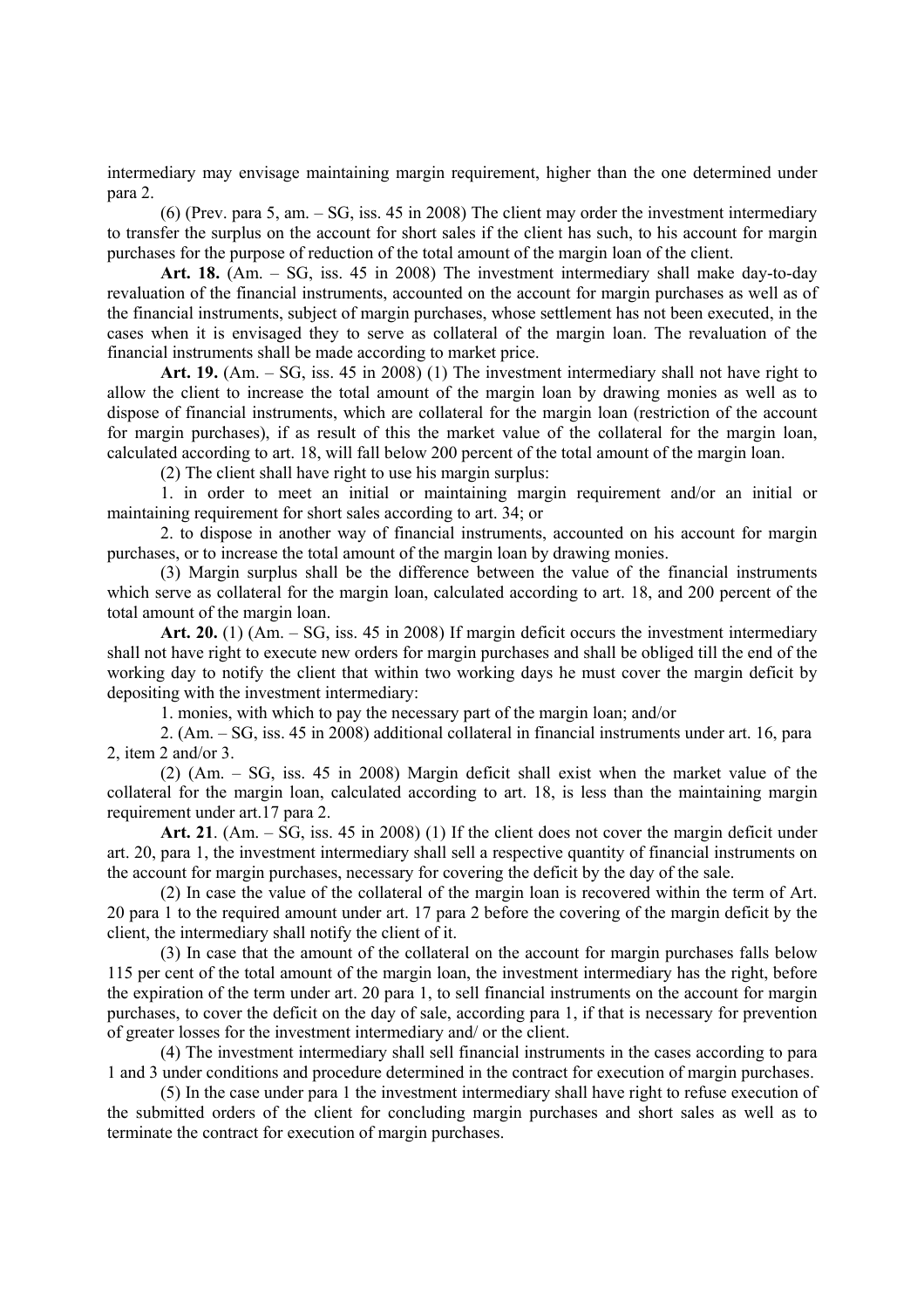intermediary may envisage maintaining margin requirement, higher than the one determined under para 2.

(6) (Prev. para 5, am. – SG, iss. 45 in 2008) The client may order the investment intermediary to transfer the surplus on the account for short sales if the client has such, to his account for margin purchases for the purpose of reduction of the total amount of the margin loan of the client.

**Art. 18.** (Am. – SG, iss. 45 in 2008) The investment intermediary shall make day-to-day revaluation of the financial instruments, accounted on the account for margin purchases as well as of the financial instruments, subject of margin purchases, whose settlement has not been executed, in the cases when it is envisaged they to serve as collateral of the margin loan. The revaluation of the financial instruments shall be made according to market price.

**Art. 19.** (Am. – SG, iss. 45 in 2008) (1) The investment intermediary shall not have right to allow the client to increase the total amount of the margin loan by drawing monies as well as to dispose of financial instruments, which are collateral for the margin loan (restriction of the account for margin purchases), if as result of this the market value of the collateral for the margin loan, calculated according to art. 18, will fall below 200 percent of the total amount of the margin loan.

(2) The client shall have right to use his margin surplus:

1. in order to meet an initial or maintaining margin requirement and/or an initial or maintaining requirement for short sales according to art. 34; or

2. to dispose in another way of financial instruments, accounted on his account for margin purchases, or to increase the total amount of the margin loan by drawing monies.

(3) Margin surplus shall be the difference between the value of the financial instruments which serve as collateral for the margin loan, calculated according to art. 18, and 200 percent of the total amount of the margin loan.

**Art. 20.** (1) (Am. – SG, iss. 45 in 2008) If margin deficit occurs the investment intermediary shall not have right to execute new orders for margin purchases and shall be obliged till the end of the working day to notify the client that within two working days he must cover the margin deficit by depositing with the investment intermediary:

1. monies, with which to pay the necessary part of the margin loan; and/or

2. (Am. – SG, iss. 45 in 2008) additional collateral in financial instruments under art. 16, para 2, item 2 and/or 3.

(2) (Am. – SG, iss. 45 in 2008) Margin deficit shall exist when the market value of the collateral for the margin loan, calculated according to art. 18, is less than the maintaining margin requirement under art.17 para 2.

**Art. 21**. (Am. – SG, iss. 45 in 2008) (1) If the client does not cover the margin deficit under art. 20, para 1, the investment intermediary shall sell a respective quantity of financial instruments on the account for margin purchases, necessary for covering the deficit by the day of the sale.

(2) In case the value of the collateral of the margin loan is recovered within the term of Art. 20 para 1 to the required amount under art. 17 para 2 before the covering of the margin deficit by the client, the intermediary shall notify the client of it.

(3) In case that the amount of the collateral on the account for margin purchases falls below 115 per cent of the total amount of the margin loan, the investment intermediary has the right, before the expiration of the term under art. 20 para 1, to sell financial instruments on the account for margin purchases, to cover the deficit on the day of sale, according para 1, if that is necessary for prevention of greater losses for the investment intermediary and/ or the client.

(4) The investment intermediary shall sell financial instruments in the cases according to para 1 and 3 under conditions and procedure determined in the contract for execution of margin purchases.

(5) In the case under para 1 the investment intermediary shall have right to refuse execution of the submitted orders of the client for concluding margin purchases and short sales as well as to terminate the contract for execution of margin purchases.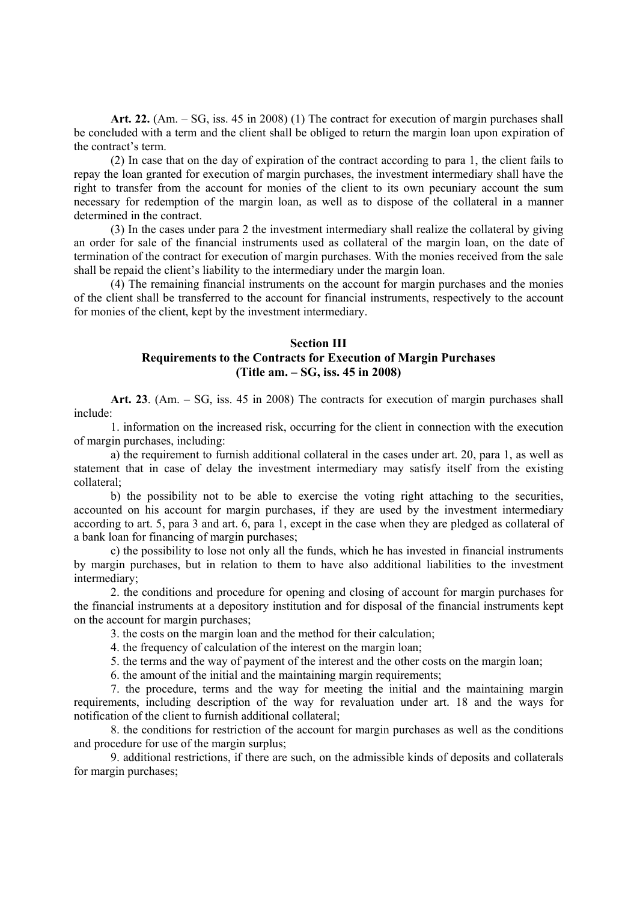**Art. 22.** (Am. – SG, iss. 45 in 2008) (1) The contract for execution of margin purchases shall be concluded with a term and the client shall be obliged to return the margin loan upon expiration of the contract's term.

(2) In case that on the day of expiration of the contract according to para 1, the client fails to repay the loan granted for execution of margin purchases, the investment intermediary shall have the right to transfer from the account for monies of the client to its own pecuniary account the sum necessary for redemption of the margin loan, as well as to dispose of the collateral in a manner determined in the contract.

(3) In the cases under para 2 the investment intermediary shall realize the collateral by giving an order for sale of the financial instruments used as collateral of the margin loan, on the date of termination of the contract for execution of margin purchases. With the monies received from the sale shall be repaid the client's liability to the intermediary under the margin loan.

(4) The remaining financial instruments on the account for margin purchases and the monies of the client shall be transferred to the account for financial instruments, respectively to the account for monies of the client, kept by the investment intermediary.

## Section III
## Requirements to the Contracts for Execution of Margin Purchases
## (Title am. – SG, iss. 45 in 2008)

**Art. 23**. (Am. – SG, iss. 45 in 2008) The contracts for execution of margin purchases shall include:

1. information on the increased risk, occurring for the client in connection with the execution of margin purchases, including:

a) the requirement to furnish additional collateral in the cases under art. 20, para 1, as well as statement that in case of delay the investment intermediary may satisfy itself from the existing collateral;

b) the possibility not to be able to exercise the voting right attaching to the securities, accounted on his account for margin purchases, if they are used by the investment intermediary according to art. 5, para 3 and art. 6, para 1, except in the case when they are pledged as collateral of a bank loan for financing of margin purchases;

c) the possibility to lose not only all the funds, which he has invested in financial instruments by margin purchases, but in relation to them to have also additional liabilities to the investment intermediary;

2. the conditions and procedure for opening and closing of account for margin purchases for the financial instruments at a depository institution and for disposal of the financial instruments kept on the account for margin purchases;

3. the costs on the margin loan and the method for their calculation;

4. the frequency of calculation of the interest on the margin loan;

5. the terms and the way of payment of the interest and the other costs on the margin loan;

6. the amount of the initial and the maintaining margin requirements;

7. the procedure, terms and the way for meeting the initial and the maintaining margin requirements, including description of the way for revaluation under art. 18 and the ways for notification of the client to furnish additional collateral;

8. the conditions for restriction of the account for margin purchases as well as the conditions and procedure for use of the margin surplus;

9. additional restrictions, if there are such, on the admissible kinds of deposits and collaterals for margin purchases;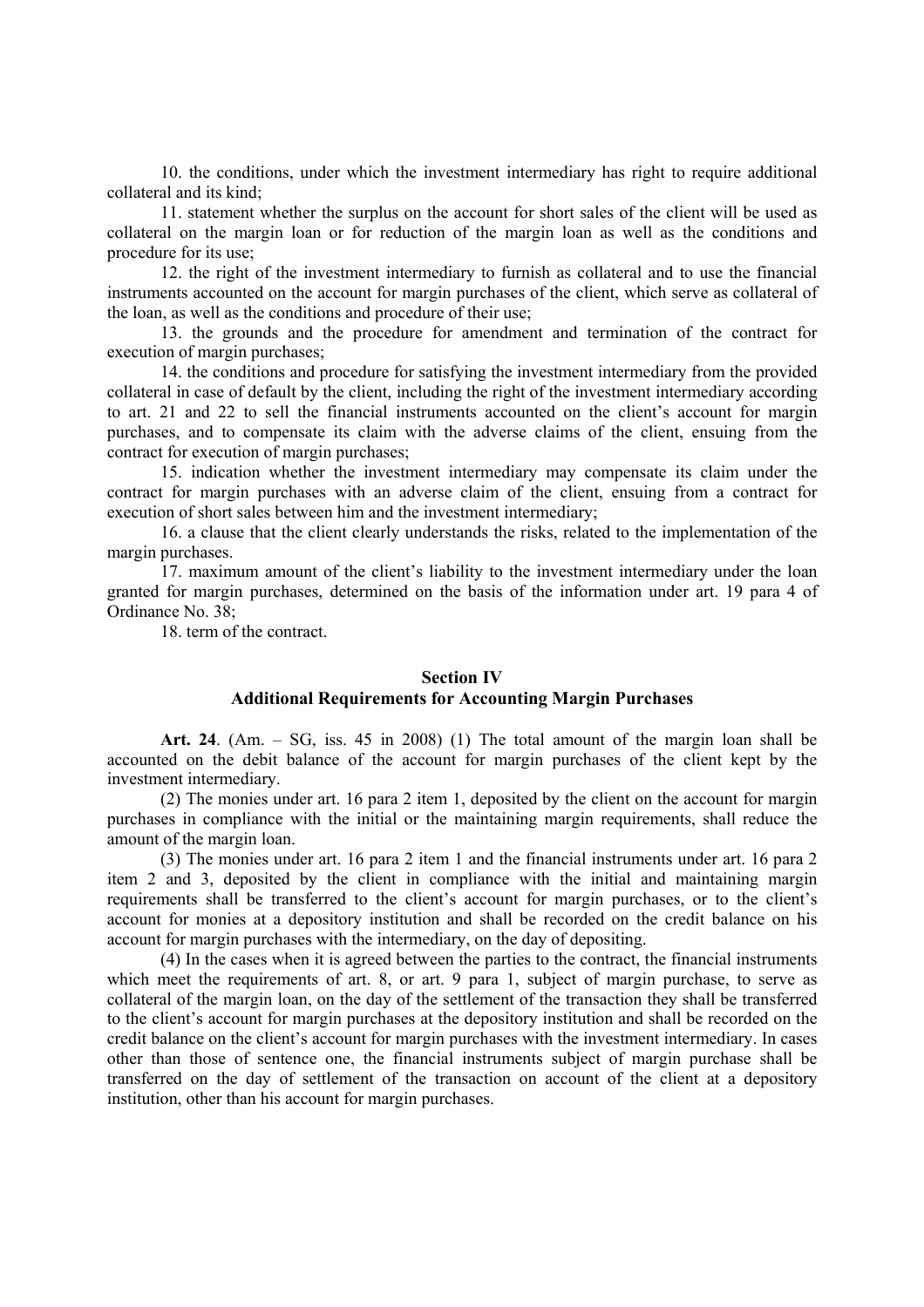10. the conditions, under which the investment intermediary has right to require additional collateral and its kind;

11. statement whether the surplus on the account for short sales of the client will be used as collateral on the margin loan or for reduction of the margin loan as well as the conditions and procedure for its use;

12. the right of the investment intermediary to furnish as collateral and to use the financial instruments accounted on the account for margin purchases of the client, which serve as collateral of the loan, as well as the conditions and procedure of their use;

13. the grounds and the procedure for amendment and termination of the contract for execution of margin purchases;

14. the conditions and procedure for satisfying the investment intermediary from the provided collateral in case of default by the client, including the right of the investment intermediary according to art. 21 and 22 to sell the financial instruments accounted on the client's account for margin purchases, and to compensate its claim with the adverse claims of the client, ensuing from the contract for execution of margin purchases;

15. indication whether the investment intermediary may compensate its claim under the contract for margin purchases with an adverse claim of the client, ensuing from a contract for execution of short sales between him and the investment intermediary;

16. a clause that the client clearly understands the risks, related to the implementation of the margin purchases.

17. maximum amount of the client's liability to the investment intermediary under the loan granted for margin purchases, determined on the basis of the information under art. 19 para 4 of Ordinance No. 38;

18. term of the contract.

## Section IV
## Additional Requirements for Accounting Margin Purchases

**Art. 24**. (Am. – SG, iss. 45 in 2008) (1) The total amount of the margin loan shall be accounted on the debit balance of the account for margin purchases of the client kept by the investment intermediary.

(2) The monies under art. 16 para 2 item 1, deposited by the client on the account for margin purchases in compliance with the initial or the maintaining margin requirements, shall reduce the amount of the margin loan.

(3) The monies under art. 16 para 2 item 1 and the financial instruments under art. 16 para 2 item 2 and 3, deposited by the client in compliance with the initial and maintaining margin requirements shall be transferred to the client's account for margin purchases, or to the client's account for monies at a depository institution and shall be recorded on the credit balance on his account for margin purchases with the intermediary, on the day of depositing.

(4) In the cases when it is agreed between the parties to the contract, the financial instruments which meet the requirements of art. 8, or art. 9 para 1, subject of margin purchase, to serve as collateral of the margin loan, on the day of the settlement of the transaction they shall be transferred to the client's account for margin purchases at the depository institution and shall be recorded on the credit balance on the client's account for margin purchases with the investment intermediary. In cases other than those of sentence one, the financial instruments subject of margin purchase shall be transferred on the day of settlement of the transaction on account of the client at a depository institution, other than his account for margin purchases.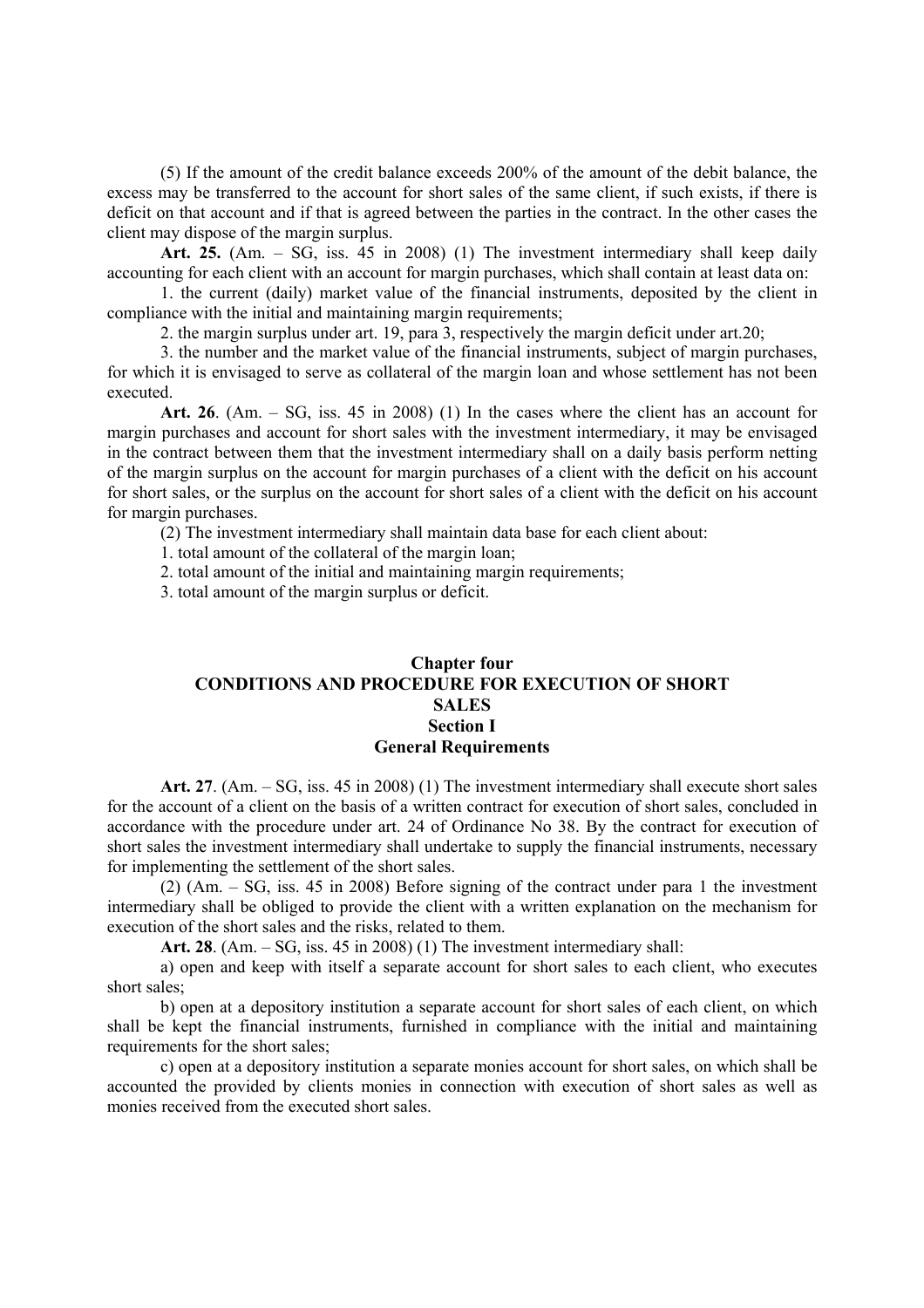(5) If the amount of the credit balance exceeds 200% of the amount of the debit balance, the excess may be transferred to the account for short sales of the same client, if such exists, if there is deficit on that account and if that is agreed between the parties in the contract. In the other cases the client may dispose of the margin surplus.

**Art. 25.** (Am. – SG, iss. 45 in 2008) (1) The investment intermediary shall keep daily accounting for each client with an account for margin purchases, which shall contain at least data on:

1. the current (daily) market value of the financial instruments, deposited by the client in compliance with the initial and maintaining margin requirements;

2. the margin surplus under art. 19, para 3, respectively the margin deficit under art.20;

3. the number and the market value of the financial instruments, subject of margin purchases, for which it is envisaged to serve as collateral of the margin loan and whose settlement has not been executed.

**Art. 26**. (Am. – SG, iss. 45 in 2008) (1) In the cases where the client has an account for margin purchases and account for short sales with the investment intermediary, it may be envisaged in the contract between them that the investment intermediary shall on a daily basis perform netting of the margin surplus on the account for margin purchases of a client with the deficit on his account for short sales, or the surplus on the account for short sales of a client with the deficit on his account for margin purchases.

(2) The investment intermediary shall maintain data base for each client about:

1. total amount of the collateral of the margin loan;

2. total amount of the initial and maintaining margin requirements;

3. total amount of the margin surplus or deficit.

## Chapter four
## CONDITIONS AND PROCEDURE FOR EXECUTION OF SHORT SALES
### Section I
### General Requirements

**Art. 27**. (Am. – SG, iss. 45 in 2008) (1) The investment intermediary shall execute short sales for the account of a client on the basis of a written contract for execution of short sales, concluded in accordance with the procedure under art. 24 of Ordinance No 38. By the contract for execution of short sales the investment intermediary shall undertake to supply the financial instruments, necessary for implementing the settlement of the short sales.

(2) (Am. – SG, iss. 45 in 2008) Before signing of the contract under para 1 the investment intermediary shall be obliged to provide the client with a written explanation on the mechanism for execution of the short sales and the risks, related to them.

**Art. 28**. (Am. – SG, iss. 45 in 2008) (1) The investment intermediary shall:

a) open and keep with itself a separate account for short sales to each client, who executes short sales;

b) open at a depository institution a separate account for short sales of each client, on which shall be kept the financial instruments, furnished in compliance with the initial and maintaining requirements for the short sales;

c) open at a depository institution a separate monies account for short sales, on which shall be accounted the provided by clients monies in connection with execution of short sales as well as monies received from the executed short sales.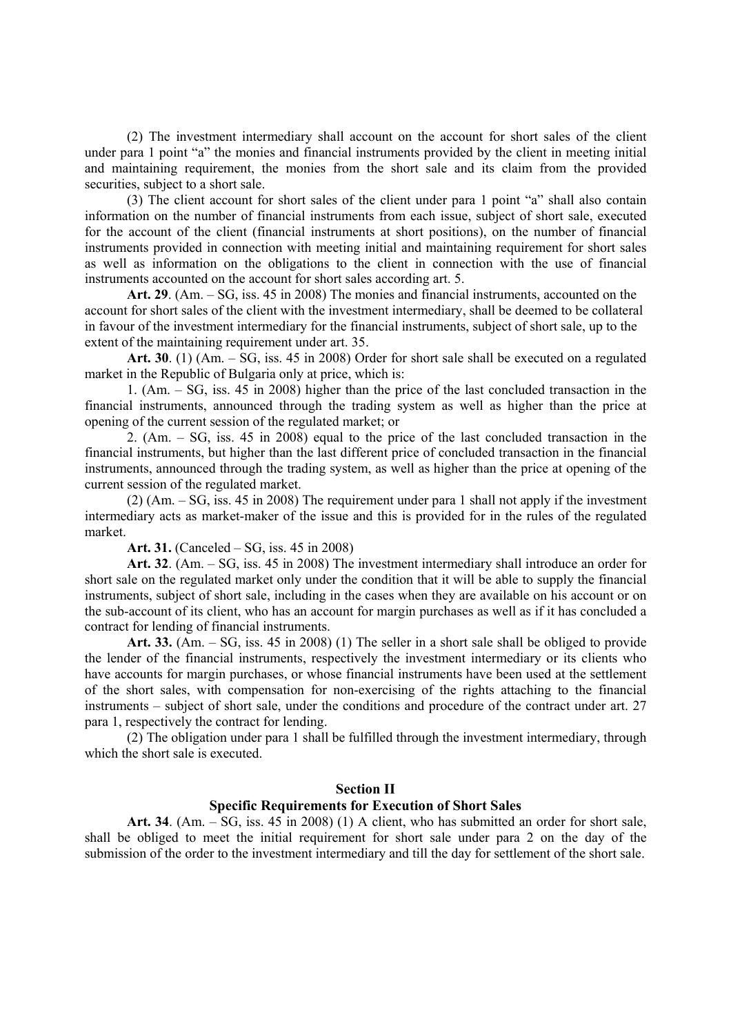(2) The investment intermediary shall account on the account for short sales of the client under para 1 point "a" the monies and financial instruments provided by the client in meeting initial and maintaining requirement, the monies from the short sale and its claim from the provided securities, subject to a short sale.

(3) The client account for short sales of the client under para 1 point "a" shall also contain information on the number of financial instruments from each issue, subject of short sale, executed for the account of the client (financial instruments at short positions), on the number of financial instruments provided in connection with meeting initial and maintaining requirement for short sales as well as information on the obligations to the client in connection with the use of financial instruments accounted on the account for short sales according art. 5.

**Art. 29**. (Am. – SG, iss. 45 in 2008) The monies and financial instruments, accounted on the account for short sales of the client with the investment intermediary, shall be deemed to be collateral in favour of the investment intermediary for the financial instruments, subject of short sale, up to the extent of the maintaining requirement under art. 35.

**Art. 30**. (1) (Am. – SG, iss. 45 in 2008) Order for short sale shall be executed on a regulated market in the Republic of Bulgaria only at price, which is:

1. (Am. – SG, iss. 45 in 2008) higher than the price of the last concluded transaction in the financial instruments, announced through the trading system as well as higher than the price at opening of the current session of the regulated market; or

2. (Am. – SG, iss. 45 in 2008) equal to the price of the last concluded transaction in the financial instruments, but higher than the last different price of concluded transaction in the financial instruments, announced through the trading system, as well as higher than the price at opening of the current session of the regulated market.

(2) (Am. – SG, iss. 45 in 2008) The requirement under para 1 shall not apply if the investment intermediary acts as market-maker of the issue and this is provided for in the rules of the regulated market.

**Art. 31.** (Canceled – SG, iss. 45 in 2008)

**Art. 32**. (Am. – SG, iss. 45 in 2008) The investment intermediary shall introduce an order for short sale on the regulated market only under the condition that it will be able to supply the financial instruments, subject of short sale, including in the cases when they are available on his account or on the sub-account of its client, who has an account for margin purchases as well as if it has concluded a contract for lending of financial instruments.

**Art. 33.** (Am. – SG, iss. 45 in 2008) (1) The seller in a short sale shall be obliged to provide the lender of the financial instruments, respectively the investment intermediary or its clients who have accounts for margin purchases, or whose financial instruments have been used at the settlement of the short sales, with compensation for non-exercising of the rights attaching to the financial instruments – subject of short sale, under the conditions and procedure of the contract under art. 27 para 1, respectively the contract for lending.

(2) The obligation under para 1 shall be fulfilled through the investment intermediary, through which the short sale is executed.

## Section II
## Specific Requirements for Execution of Short Sales

**Art. 34**. (Am. – SG, iss. 45 in 2008) (1) A client, who has submitted an order for short sale, shall be obliged to meet the initial requirement for short sale under para 2 on the day of the submission of the order to the investment intermediary and till the day for settlement of the short sale.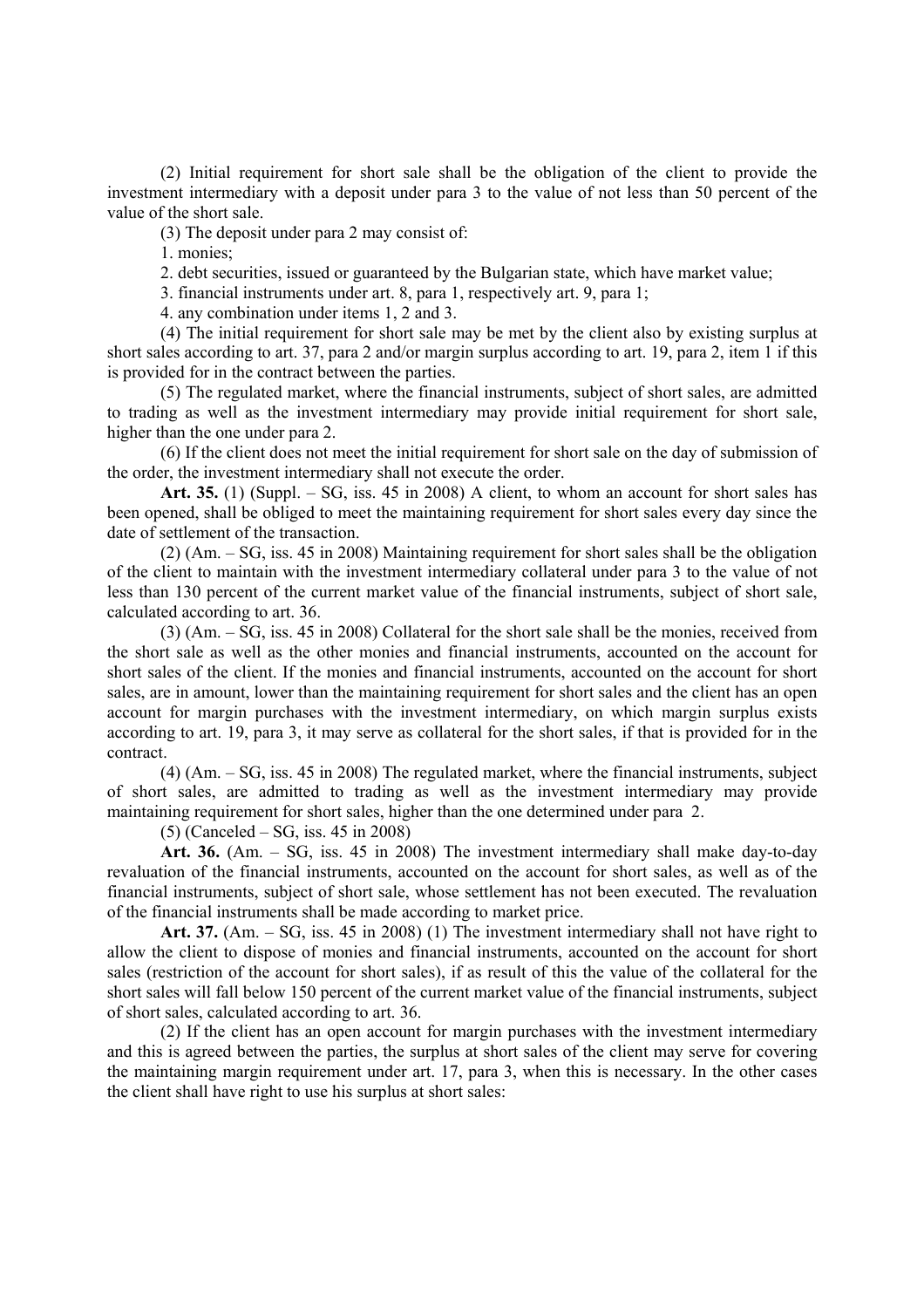(2) Initial requirement for short sale shall be the obligation of the client to provide the investment intermediary with a deposit under para 3 to the value of not less than 50 percent of the value of the short sale.

(3) The deposit under para 2 may consist of:

1. monies;

2. debt securities, issued or guaranteed by the Bulgarian state, which have market value;

3. financial instruments under art. 8, para 1, respectively art. 9, para 1;

4. any combination under items 1, 2 and 3.

(4) The initial requirement for short sale may be met by the client also by existing surplus at short sales according to art. 37, para 2 and/or margin surplus according to art. 19, para 2, item 1 if this is provided for in the contract between the parties.

(5) The regulated market, where the financial instruments, subject of short sales, are admitted to trading as well as the investment intermediary may provide initial requirement for short sale, higher than the one under para 2.

(6) If the client does not meet the initial requirement for short sale on the day of submission of the order, the investment intermediary shall not execute the order.

**Art. 35.** (1) (Suppl. – SG, iss. 45 in 2008) A client, to whom an account for short sales has been opened, shall be obliged to meet the maintaining requirement for short sales every day since the date of settlement of the transaction.

(2) (Am. – SG, iss. 45 in 2008) Maintaining requirement for short sales shall be the obligation of the client to maintain with the investment intermediary collateral under para 3 to the value of not less than 130 percent of the current market value of the financial instruments, subject of short sale, calculated according to art. 36.

(3) (Am. – SG, iss. 45 in 2008) Collateral for the short sale shall be the monies, received from the short sale as well as the other monies and financial instruments, accounted on the account for short sales of the client. If the monies and financial instruments, accounted on the account for short sales, are in amount, lower than the maintaining requirement for short sales and the client has an open account for margin purchases with the investment intermediary, on which margin surplus exists according to art. 19, para 3, it may serve as collateral for the short sales, if that is provided for in the contract.

(4) (Am. – SG, iss. 45 in 2008) The regulated market, where the financial instruments, subject of short sales, are admitted to trading as well as the investment intermediary may provide maintaining requirement for short sales, higher than the one determined under para 2.

(5) (Canceled – SG, iss. 45 in 2008)

**Art. 36.** (Am. – SG, iss. 45 in 2008) The investment intermediary shall make day-to-day revaluation of the financial instruments, accounted on the account for short sales, as well as of the financial instruments, subject of short sale, whose settlement has not been executed. The revaluation of the financial instruments shall be made according to market price.

**Art. 37.** (Am. – SG, iss. 45 in 2008) (1) The investment intermediary shall not have right to allow the client to dispose of monies and financial instruments, accounted on the account for short sales (restriction of the account for short sales), if as result of this the value of the collateral for the short sales will fall below 150 percent of the current market value of the financial instruments, subject of short sales, calculated according to art. 36.

(2) If the client has an open account for margin purchases with the investment intermediary and this is agreed between the parties, the surplus at short sales of the client may serve for covering the maintaining margin requirement under art. 17, para 3, when this is necessary. In the other cases the client shall have right to use his surplus at short sales: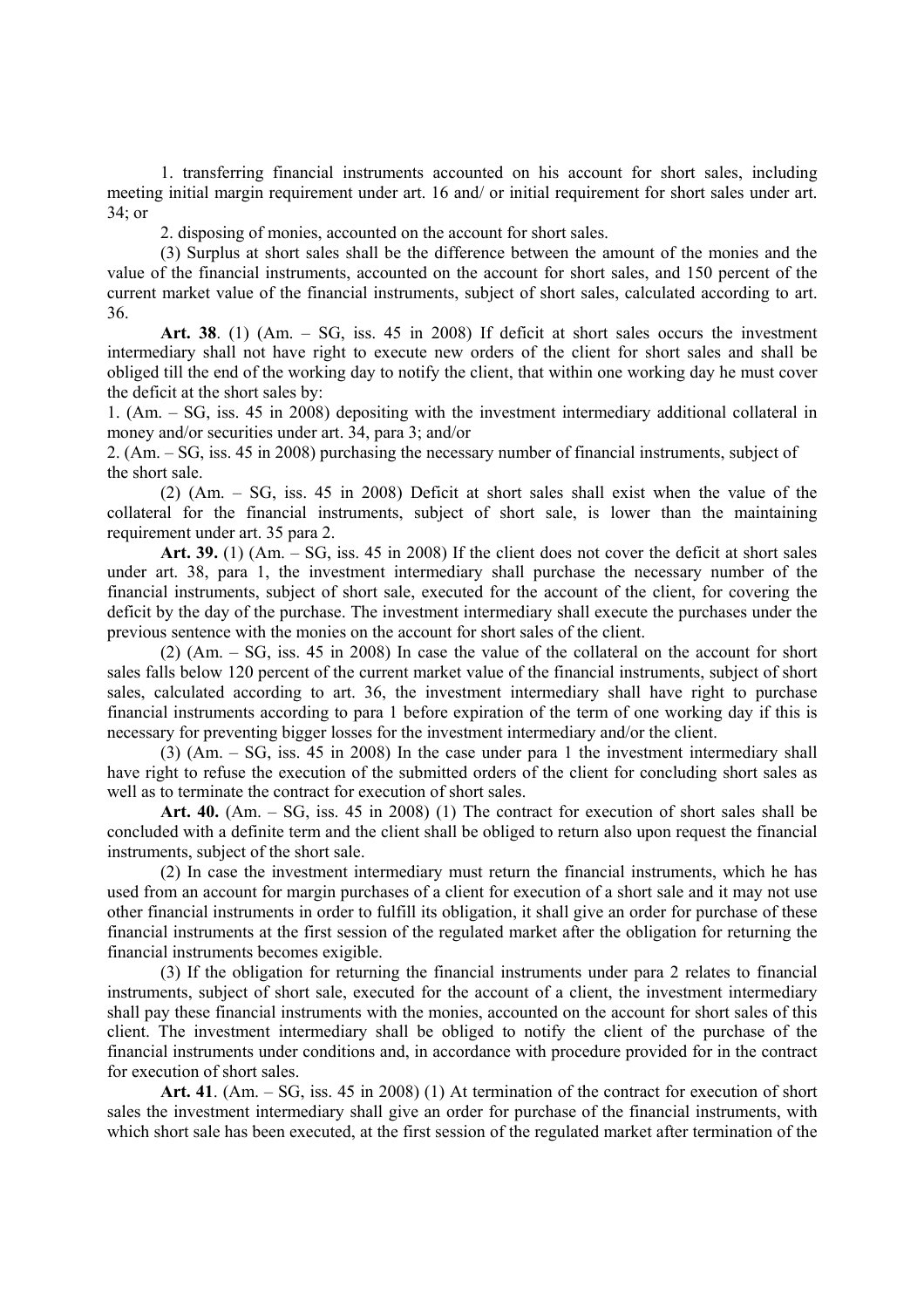1. transferring financial instruments accounted on his account for short sales, including meeting initial margin requirement under art. 16 and/ or initial requirement for short sales under art. 34; or

2. disposing of monies, accounted on the account for short sales.

(3) Surplus at short sales shall be the difference between the amount of the monies and the value of the financial instruments, accounted on the account for short sales, and 150 percent of the current market value of the financial instruments, subject of short sales, calculated according to art. 36.

**Art. 38**. (1) (Am. – SG, iss. 45 in 2008) If deficit at short sales occurs the investment intermediary shall not have right to execute new orders of the client for short sales and shall be obliged till the end of the working day to notify the client, that within one working day he must cover the deficit at the short sales by:

1. (Am. – SG, iss. 45 in 2008) depositing with the investment intermediary additional collateral in money and/or securities under art. 34, para 3; and/or

2. (Am. – SG, iss. 45 in 2008) purchasing the necessary number of financial instruments, subject of the short sale.

(2) (Am. – SG, iss. 45 in 2008) Deficit at short sales shall exist when the value of the collateral for the financial instruments, subject of short sale, is lower than the maintaining requirement under art. 35 para 2.

**Art. 39.** (1) (Am. – SG, iss. 45 in 2008) If the client does not cover the deficit at short sales under art. 38, para 1, the investment intermediary shall purchase the necessary number of the financial instruments, subject of short sale, executed for the account of the client, for covering the deficit by the day of the purchase. The investment intermediary shall execute the purchases under the previous sentence with the monies on the account for short sales of the client.

(2) (Am. – SG, iss. 45 in 2008) In case the value of the collateral on the account for short sales falls below 120 percent of the current market value of the financial instruments, subject of short sales, calculated according to art. 36, the investment intermediary shall have right to purchase financial instruments according to para 1 before expiration of the term of one working day if this is necessary for preventing bigger losses for the investment intermediary and/or the client.

(3) (Am. – SG, iss. 45 in 2008) In the case under para 1 the investment intermediary shall have right to refuse the execution of the submitted orders of the client for concluding short sales as well as to terminate the contract for execution of short sales.

**Art. 40.** (Am. – SG, iss. 45 in 2008) (1) The contract for execution of short sales shall be concluded with a definite term and the client shall be obliged to return also upon request the financial instruments, subject of the short sale.

(2) In case the investment intermediary must return the financial instruments, which he has used from an account for margin purchases of a client for execution of a short sale and it may not use other financial instruments in order to fulfill its obligation, it shall give an order for purchase of these financial instruments at the first session of the regulated market after the obligation for returning the financial instruments becomes exigible.

(3) If the obligation for returning the financial instruments under para 2 relates to financial instruments, subject of short sale, executed for the account of a client, the investment intermediary shall pay these financial instruments with the monies, accounted on the account for short sales of this client. The investment intermediary shall be obliged to notify the client of the purchase of the financial instruments under conditions and, in accordance with procedure provided for in the contract for execution of short sales.

**Art. 41**. (Am. – SG, iss. 45 in 2008) (1) At termination of the contract for execution of short sales the investment intermediary shall give an order for purchase of the financial instruments, with which short sale has been executed, at the first session of the regulated market after termination of the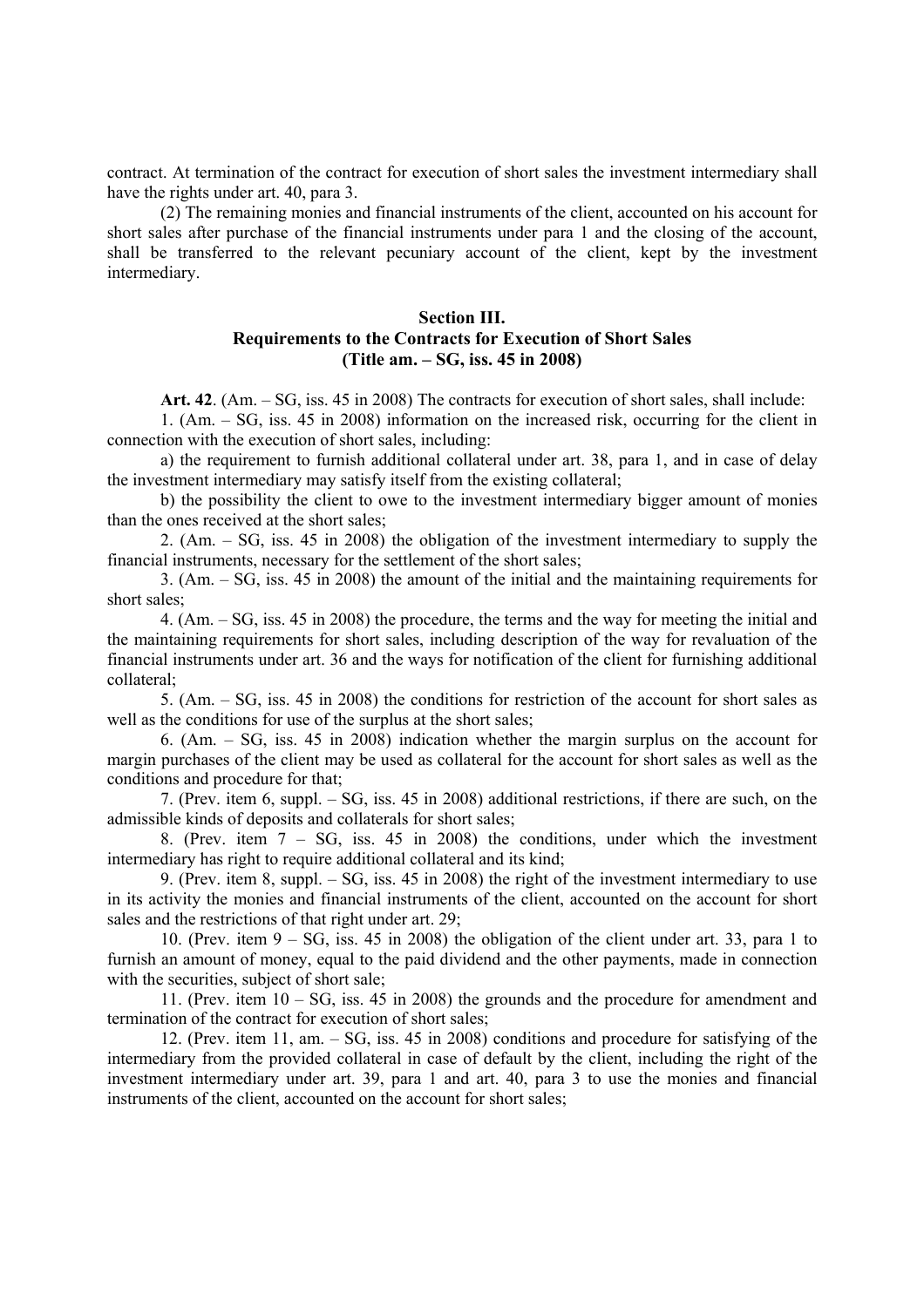contract. At termination of the contract for execution of short sales the investment intermediary shall have the rights under art. 40, para 3.

(2) The remaining monies and financial instruments of the client, accounted on his account for short sales after purchase of the financial instruments under para 1 and the closing of the account, shall be transferred to the relevant pecuniary account of the client, kept by the investment intermediary.

### Section III.
### Requirements to the Contracts for Execution of Short Sales
### (Title am. – SG, iss. 45 in 2008)

**Art. 42**. (Am. – SG, iss. 45 in 2008) The contracts for execution of short sales, shall include:

1. (Am. – SG, iss. 45 in 2008) information on the increased risk, occurring for the client in connection with the execution of short sales, including:

a) the requirement to furnish additional collateral under art. 38, para 1, and in case of delay the investment intermediary may satisfy itself from the existing collateral;

b) the possibility the client to owe to the investment intermediary bigger amount of monies than the ones received at the short sales;

2. (Am. – SG, iss. 45 in 2008) the obligation of the investment intermediary to supply the financial instruments, necessary for the settlement of the short sales;

3. (Am. – SG, iss. 45 in 2008) the amount of the initial and the maintaining requirements for short sales;

4. (Am. – SG, iss. 45 in 2008) the procedure, the terms and the way for meeting the initial and the maintaining requirements for short sales, including description of the way for revaluation of the financial instruments under art. 36 and the ways for notification of the client for furnishing additional collateral;

5. (Am. – SG, iss. 45 in 2008) the conditions for restriction of the account for short sales as well as the conditions for use of the surplus at the short sales;

6. (Am. – SG, iss. 45 in 2008) indication whether the margin surplus on the account for margin purchases of the client may be used as collateral for the account for short sales as well as the conditions and procedure for that;

7. (Prev. item 6, suppl. – SG, iss. 45 in 2008) additional restrictions, if there are such, on the admissible kinds of deposits and collaterals for short sales;

8. (Prev. item 7 – SG, iss. 45 in 2008) the conditions, under which the investment intermediary has right to require additional collateral and its kind;

9. (Prev. item 8, suppl. – SG, iss. 45 in 2008) the right of the investment intermediary to use in its activity the monies and financial instruments of the client, accounted on the account for short sales and the restrictions of that right under art. 29;

10. (Prev. item 9 – SG, iss. 45 in 2008) the obligation of the client under art. 33, para 1 to furnish an amount of money, equal to the paid dividend and the other payments, made in connection with the securities, subject of short sale;

11. (Prev. item 10 – SG, iss. 45 in 2008) the grounds and the procedure for amendment and termination of the contract for execution of short sales;

12. (Prev. item 11, am. – SG, iss. 45 in 2008) conditions and procedure for satisfying of the intermediary from the provided collateral in case of default by the client, including the right of the investment intermediary under art. 39, para 1 and art. 40, para 3 to use the monies and financial instruments of the client, accounted on the account for short sales;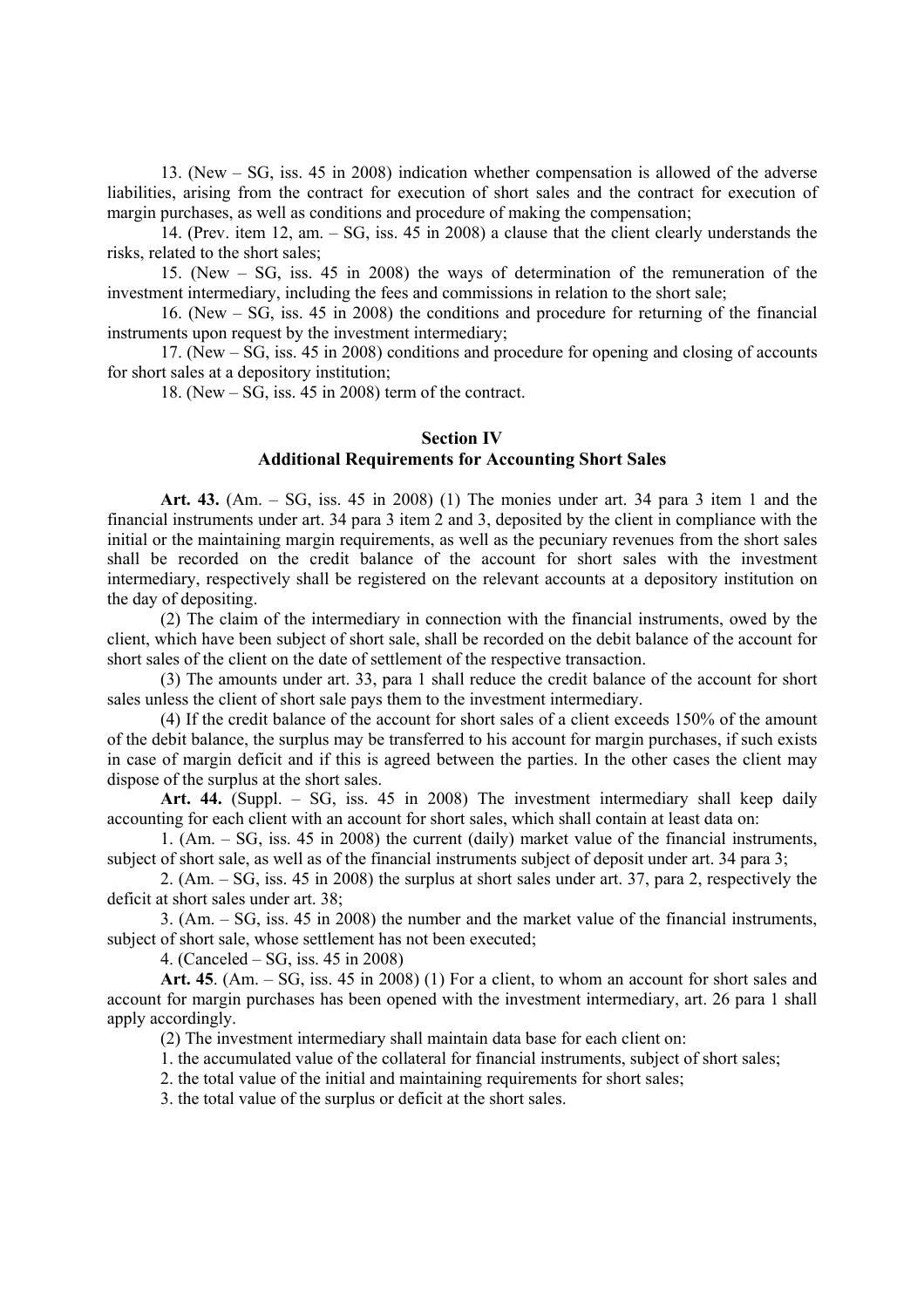13. (New – SG, iss. 45 in 2008) indication whether compensation is allowed of the adverse liabilities, arising from the contract for execution of short sales and the contract for execution of margin purchases, as well as conditions and procedure of making the compensation;

14. (Prev. item 12, am. – SG, iss. 45 in 2008) a clause that the client clearly understands the risks, related to the short sales;

15. (New – SG, iss. 45 in 2008) the ways of determination of the remuneration of the investment intermediary, including the fees and commissions in relation to the short sale;

16. (New – SG, iss. 45 in 2008) the conditions and procedure for returning of the financial instruments upon request by the investment intermediary;

17. (New – SG, iss. 45 in 2008) conditions and procedure for opening and closing of accounts for short sales at a depository institution;

18. (New – SG, iss. 45 in 2008) term of the contract.

## Section IV
## Additional Requirements for Accounting Short Sales

**Art. 43.** (Am. – SG, iss. 45 in 2008) (1) The monies under art. 34 para 3 item 1 and the financial instruments under art. 34 para 3 item 2 and 3, deposited by the client in compliance with the initial or the maintaining margin requirements, as well as the pecuniary revenues from the short sales shall be recorded on the credit balance of the account for short sales with the investment intermediary, respectively shall be registered on the relevant accounts at a depository institution on the day of depositing.

(2) The claim of the intermediary in connection with the financial instruments, owed by the client, which have been subject of short sale, shall be recorded on the debit balance of the account for short sales of the client on the date of settlement of the respective transaction.

(3) The amounts under art. 33, para 1 shall reduce the credit balance of the account for short sales unless the client of short sale pays them to the investment intermediary.

(4) If the credit balance of the account for short sales of a client exceeds 150% of the amount of the debit balance, the surplus may be transferred to his account for margin purchases, if such exists in case of margin deficit and if this is agreed between the parties. In the other cases the client may dispose of the surplus at the short sales.

**Art. 44.** (Suppl. – SG, iss. 45 in 2008) The investment intermediary shall keep daily accounting for each client with an account for short sales, which shall contain at least data on:

1. (Am. – SG, iss. 45 in 2008) the current (daily) market value of the financial instruments, subject of short sale, as well as of the financial instruments subject of deposit under art. 34 para 3;

2. (Am. – SG, iss. 45 in 2008) the surplus at short sales under art. 37, para 2, respectively the deficit at short sales under art. 38;

3. (Am. – SG, iss. 45 in 2008) the number and the market value of the financial instruments, subject of short sale, whose settlement has not been executed;

4. (Canceled – SG, iss. 45 in 2008)

**Art. 45**. (Am. – SG, iss. 45 in 2008) (1) For a client, to whom an account for short sales and account for margin purchases has been opened with the investment intermediary, art. 26 para 1 shall apply accordingly.

(2) The investment intermediary shall maintain data base for each client on:

1. the accumulated value of the collateral for financial instruments, subject of short sales;

2. the total value of the initial and maintaining requirements for short sales;

3. the total value of the surplus or deficit at the short sales.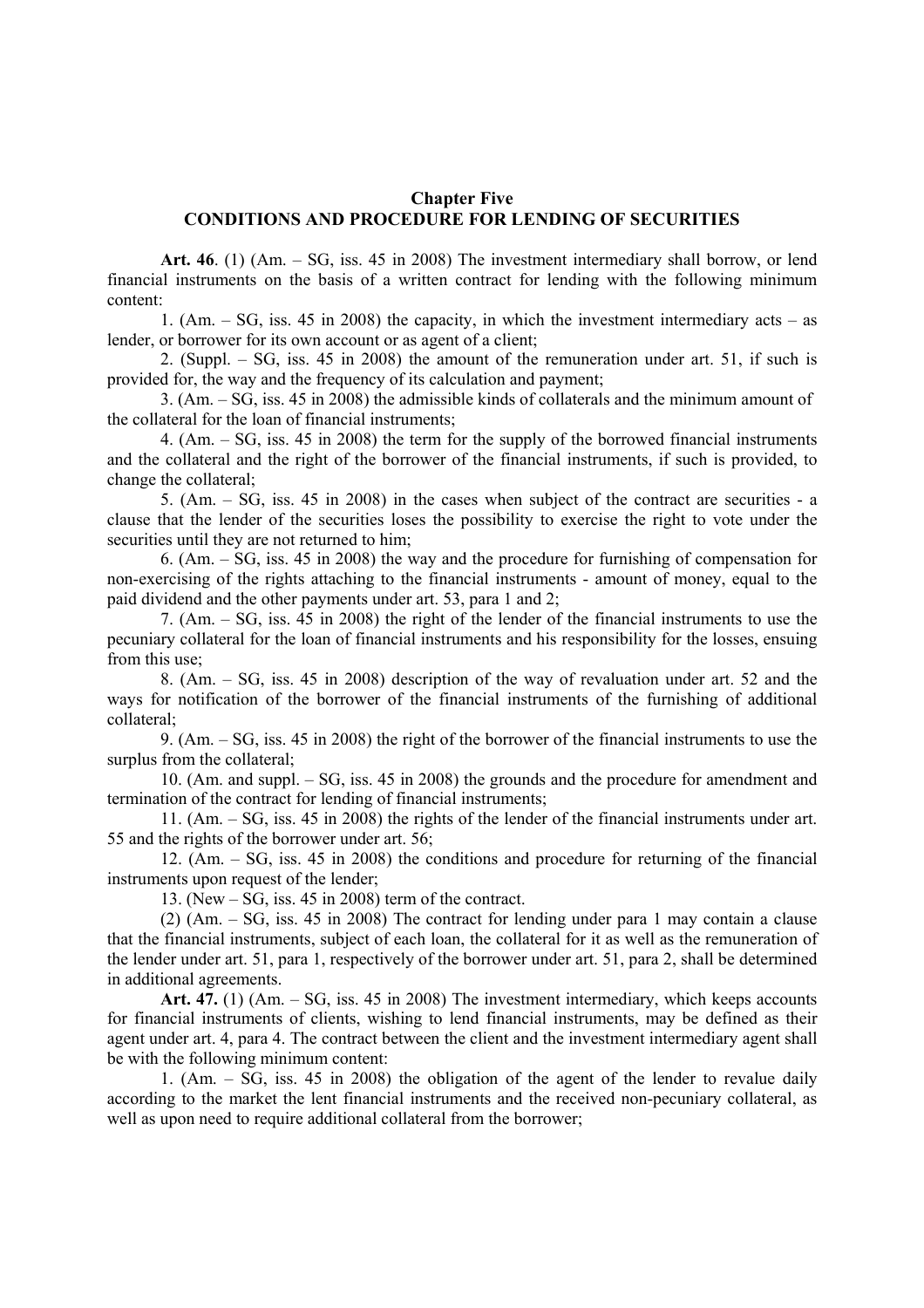## Chapter Five
## CONDITIONS AND PROCEDURE FOR LENDING OF SECURITIES

**Art. 46**. (1) (Am. – SG, iss. 45 in 2008) The investment intermediary shall borrow, or lend financial instruments on the basis of a written contract for lending with the following minimum content:

1. (Am. – SG, iss. 45 in 2008) the capacity, in which the investment intermediary acts – as lender, or borrower for its own account or as agent of a client;

2. (Suppl. – SG, iss. 45 in 2008) the amount of the remuneration under art. 51, if such is provided for, the way and the frequency of its calculation and payment;

3. (Am. – SG, iss. 45 in 2008) the admissible kinds of collaterals and the minimum amount of the collateral for the loan of financial instruments;

4. (Am. – SG, iss. 45 in 2008) the term for the supply of the borrowed financial instruments and the collateral and the right of the borrower of the financial instruments, if such is provided, to change the collateral;

5. (Am. – SG, iss. 45 in 2008) in the cases when subject of the contract are securities - a clause that the lender of the securities loses the possibility to exercise the right to vote under the securities until they are not returned to him;

6. (Am. – SG, iss. 45 in 2008) the way and the procedure for furnishing of compensation for non-exercising of the rights attaching to the financial instruments - amount of money, equal to the paid dividend and the other payments under art. 53, para 1 and 2;

7. (Am. – SG, iss. 45 in 2008) the right of the lender of the financial instruments to use the pecuniary collateral for the loan of financial instruments and his responsibility for the losses, ensuing from this use;

8. (Am. – SG, iss. 45 in 2008) description of the way of revaluation under art. 52 and the ways for notification of the borrower of the financial instruments of the furnishing of additional collateral;

9. (Am. – SG, iss. 45 in 2008) the right of the borrower of the financial instruments to use the surplus from the collateral;

10. (Am. and suppl. – SG, iss. 45 in 2008) the grounds and the procedure for amendment and termination of the contract for lending of financial instruments;

11. (Am. – SG, iss. 45 in 2008) the rights of the lender of the financial instruments under art. 55 and the rights of the borrower under art. 56;

12. (Am. – SG, iss. 45 in 2008) the conditions and procedure for returning of the financial instruments upon request of the lender;

13. (New – SG, iss. 45 in 2008) term of the contract.

(2) (Am. – SG, iss. 45 in 2008) The contract for lending under para 1 may contain a clause that the financial instruments, subject of each loan, the collateral for it as well as the remuneration of the lender under art. 51, para 1, respectively of the borrower under art. 51, para 2, shall be determined in additional agreements.

**Art. 47.** (1) (Am. – SG, iss. 45 in 2008) The investment intermediary, which keeps accounts for financial instruments of clients, wishing to lend financial instruments, may be defined as their agent under art. 4, para 4. The contract between the client and the investment intermediary agent shall be with the following minimum content:

1. (Am. – SG, iss. 45 in 2008) the obligation of the agent of the lender to revalue daily according to the market the lent financial instruments and the received non-pecuniary collateral, as well as upon need to require additional collateral from the borrower;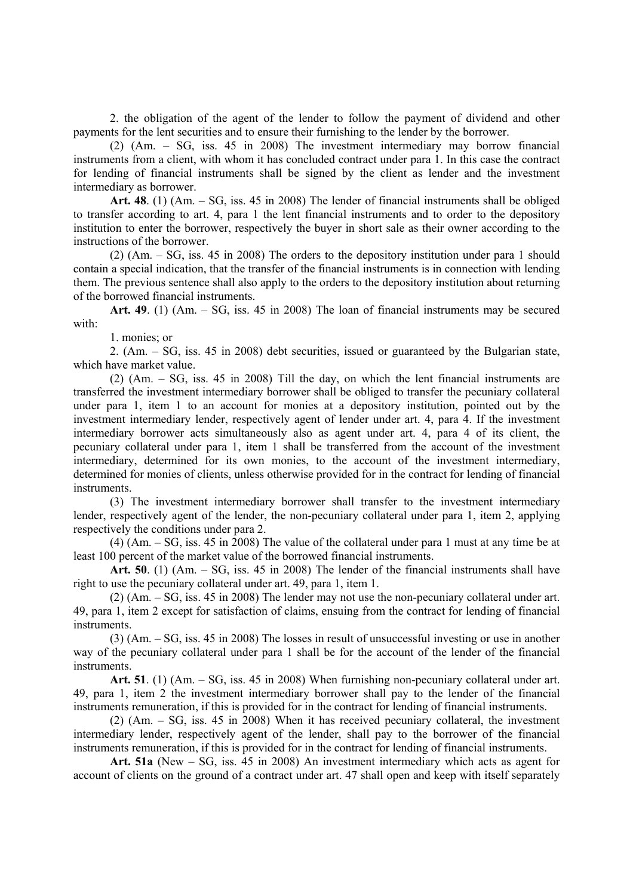2. the obligation of the agent of the lender to follow the payment of dividend and other payments for the lent securities and to ensure their furnishing to the lender by the borrower.

(2) (Am. – SG, iss. 45 in 2008) The investment intermediary may borrow financial instruments from a client, with whom it has concluded contract under para 1. In this case the contract for lending of financial instruments shall be signed by the client as lender and the investment intermediary as borrower.

**Art. 48**. (1) (Am. – SG, iss. 45 in 2008) The lender of financial instruments shall be obliged to transfer according to art. 4, para 1 the lent financial instruments and to order to the depository institution to enter the borrower, respectively the buyer in short sale as their owner according to the instructions of the borrower.

(2) (Am. – SG, iss. 45 in 2008) The orders to the depository institution under para 1 should contain a special indication, that the transfer of the financial instruments is in connection with lending them. The previous sentence shall also apply to the orders to the depository institution about returning of the borrowed financial instruments.

**Art. 49**. (1) (Am. – SG, iss. 45 in 2008) The loan of financial instruments may be secured with:

1. monies; or

2. (Am. – SG, iss. 45 in 2008) debt securities, issued or guaranteed by the Bulgarian state, which have market value.

(2) (Am. – SG, iss. 45 in 2008) Till the day, on which the lent financial instruments are transferred the investment intermediary borrower shall be obliged to transfer the pecuniary collateral under para 1, item 1 to an account for monies at a depository institution, pointed out by the investment intermediary lender, respectively agent of lender under art. 4, para 4. If the investment intermediary borrower acts simultaneously also as agent under art. 4, para 4 of its client, the pecuniary collateral under para 1, item 1 shall be transferred from the account of the investment intermediary, determined for its own monies, to the account of the investment intermediary, determined for monies of clients, unless otherwise provided for in the contract for lending of financial instruments.

(3) The investment intermediary borrower shall transfer to the investment intermediary lender, respectively agent of the lender, the non-pecuniary collateral under para 1, item 2, applying respectively the conditions under para 2.

(4) (Am. – SG, iss. 45 in 2008) The value of the collateral under para 1 must at any time be at least 100 percent of the market value of the borrowed financial instruments.

**Art. 50**. (1) (Am. – SG, iss. 45 in 2008) The lender of the financial instruments shall have right to use the pecuniary collateral under art. 49, para 1, item 1.

(2) (Am. – SG, iss. 45 in 2008) The lender may not use the non-pecuniary collateral under art. 49, para 1, item 2 except for satisfaction of claims, ensuing from the contract for lending of financial instruments.

(3) (Am. – SG, iss. 45 in 2008) The losses in result of unsuccessful investing or use in another way of the pecuniary collateral under para 1 shall be for the account of the lender of the financial instruments.

**Art. 51**. (1) (Am. – SG, iss. 45 in 2008) When furnishing non-pecuniary collateral under art. 49, para 1, item 2 the investment intermediary borrower shall pay to the lender of the financial instruments remuneration, if this is provided for in the contract for lending of financial instruments.

(2) (Am. – SG, iss. 45 in 2008) When it has received pecuniary collateral, the investment intermediary lender, respectively agent of the lender, shall pay to the borrower of the financial instruments remuneration, if this is provided for in the contract for lending of financial instruments.

**Art. 51a** (New – SG, iss. 45 in 2008) An investment intermediary which acts as agent for account of clients on the ground of a contract under art. 47 shall open and keep with itself separately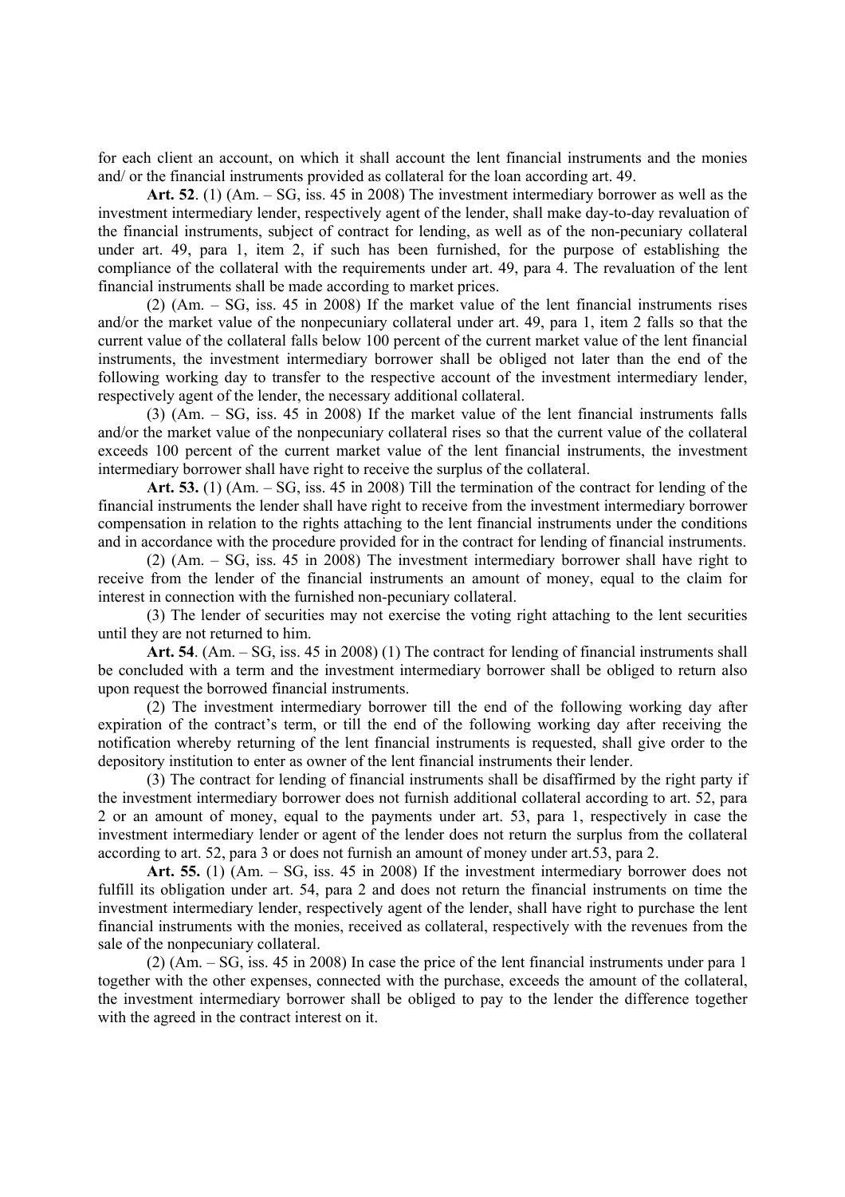for each client an account, on which it shall account the lent financial instruments and the monies and/ or the financial instruments provided as collateral for the loan according art. 49.

**Art. 52**. (1) (Am. – SG, iss. 45 in 2008) The investment intermediary borrower as well as the investment intermediary lender, respectively agent of the lender, shall make day-to-day revaluation of the financial instruments, subject of contract for lending, as well as of the non-pecuniary collateral under art. 49, para 1, item 2, if such has been furnished, for the purpose of establishing the compliance of the collateral with the requirements under art. 49, para 4. The revaluation of the lent financial instruments shall be made according to market prices.

(2) (Am. – SG, iss. 45 in 2008) If the market value of the lent financial instruments rises and/or the market value of the nonpecuniary collateral under art. 49, para 1, item 2 falls so that the current value of the collateral falls below 100 percent of the current market value of the lent financial instruments, the investment intermediary borrower shall be obliged not later than the end of the following working day to transfer to the respective account of the investment intermediary lender, respectively agent of the lender, the necessary additional collateral.

(3) (Am. – SG, iss. 45 in 2008) If the market value of the lent financial instruments falls and/or the market value of the nonpecuniary collateral rises so that the current value of the collateral exceeds 100 percent of the current market value of the lent financial instruments, the investment intermediary borrower shall have right to receive the surplus of the collateral.

**Art. 53.** (1) (Am. – SG, iss. 45 in 2008) Till the termination of the contract for lending of the financial instruments the lender shall have right to receive from the investment intermediary borrower compensation in relation to the rights attaching to the lent financial instruments under the conditions and in accordance with the procedure provided for in the contract for lending of financial instruments.

(2) (Am. – SG, iss. 45 in 2008) The investment intermediary borrower shall have right to receive from the lender of the financial instruments an amount of money, equal to the claim for interest in connection with the furnished non-pecuniary collateral.

(3) The lender of securities may not exercise the voting right attaching to the lent securities until they are not returned to him.

**Art. 54**. (Am. – SG, iss. 45 in 2008) (1) The contract for lending of financial instruments shall be concluded with a term and the investment intermediary borrower shall be obliged to return also upon request the borrowed financial instruments.

(2) The investment intermediary borrower till the end of the following working day after expiration of the contract's term, or till the end of the following working day after receiving the notification whereby returning of the lent financial instruments is requested, shall give order to the depository institution to enter as owner of the lent financial instruments their lender.

(3) The contract for lending of financial instruments shall be disaffirmed by the right party if the investment intermediary borrower does not furnish additional collateral according to art. 52, para 2 or an amount of money, equal to the payments under art. 53, para 1, respectively in case the investment intermediary lender or agent of the lender does not return the surplus from the collateral according to art. 52, para 3 or does not furnish an amount of money under art.53, para 2.

**Art. 55.** (1) (Am. – SG, iss. 45 in 2008) If the investment intermediary borrower does not fulfill its obligation under art. 54, para 2 and does not return the financial instruments on time the investment intermediary lender, respectively agent of the lender, shall have right to purchase the lent financial instruments with the monies, received as collateral, respectively with the revenues from the sale of the nonpecuniary collateral.

(2) (Am. – SG, iss. 45 in 2008) In case the price of the lent financial instruments under para 1 together with the other expenses, connected with the purchase, exceeds the amount of the collateral, the investment intermediary borrower shall be obliged to pay to the lender the difference together with the agreed in the contract interest on it.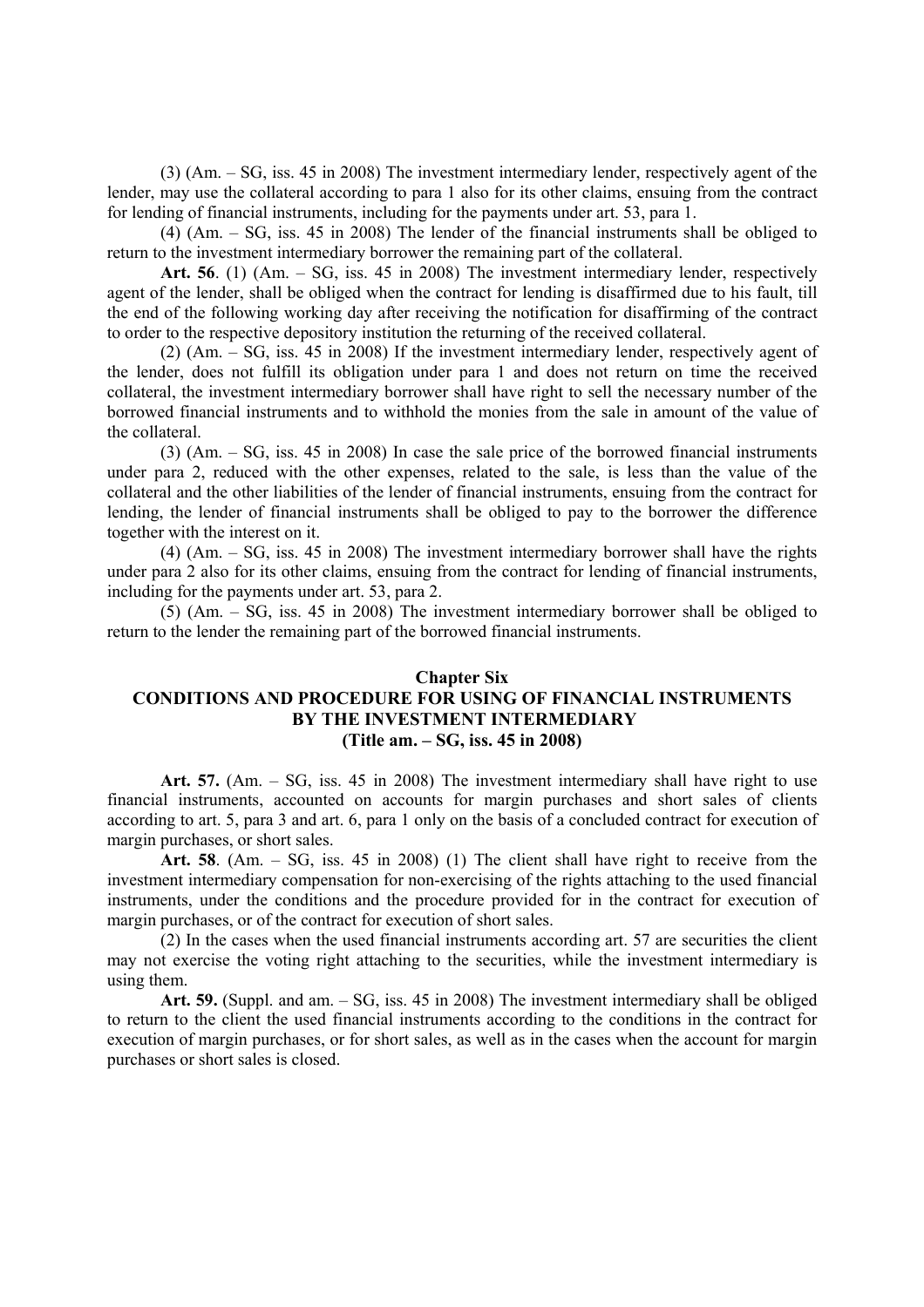(3) (Am. – SG, iss. 45 in 2008) The investment intermediary lender, respectively agent of the lender, may use the collateral according to para 1 also for its other claims, ensuing from the contract for lending of financial instruments, including for the payments under art. 53, para 1.

(4) (Am. – SG, iss. 45 in 2008) The lender of the financial instruments shall be obliged to return to the investment intermediary borrower the remaining part of the collateral.

**Art. 56**. (1) (Am. – SG, iss. 45 in 2008) The investment intermediary lender, respectively agent of the lender, shall be obliged when the contract for lending is disaffirmed due to his fault, till the end of the following working day after receiving the notification for disaffirming of the contract to order to the respective depository institution the returning of the received collateral.

(2) (Am. – SG, iss. 45 in 2008) If the investment intermediary lender, respectively agent of the lender, does not fulfill its obligation under para 1 and does not return on time the received collateral, the investment intermediary borrower shall have right to sell the necessary number of the borrowed financial instruments and to withhold the monies from the sale in amount of the value of the collateral.

(3) (Am. – SG, iss. 45 in 2008) In case the sale price of the borrowed financial instruments under para 2, reduced with the other expenses, related to the sale, is less than the value of the collateral and the other liabilities of the lender of financial instruments, ensuing from the contract for lending, the lender of financial instruments shall be obliged to pay to the borrower the difference together with the interest on it.

(4) (Am. – SG, iss. 45 in 2008) The investment intermediary borrower shall have the rights under para 2 also for its other claims, ensuing from the contract for lending of financial instruments, including for the payments under art. 53, para 2.

(5) (Am. – SG, iss. 45 in 2008) The investment intermediary borrower shall be obliged to return to the lender the remaining part of the borrowed financial instruments.

## Chapter Six
## CONDITIONS AND PROCEDURE FOR USING OF FINANCIAL INSTRUMENTS BY THE INVESTMENT INTERMEDIARY
**(Title am. – SG, iss. 45 in 2008)**

**Art. 57.** (Am. – SG, iss. 45 in 2008) The investment intermediary shall have right to use financial instruments, accounted on accounts for margin purchases and short sales of clients according to art. 5, para 3 and art. 6, para 1 only on the basis of a concluded contract for execution of margin purchases, or short sales.

**Art. 58**. (Am. – SG, iss. 45 in 2008) (1) The client shall have right to receive from the investment intermediary compensation for non-exercising of the rights attaching to the used financial instruments, under the conditions and the procedure provided for in the contract for execution of margin purchases, or of the contract for execution of short sales.

(2) In the cases when the used financial instruments according art. 57 are securities the client may not exercise the voting right attaching to the securities, while the investment intermediary is using them.

**Art. 59.** (Suppl. and am. – SG, iss. 45 in 2008) The investment intermediary shall be obliged to return to the client the used financial instruments according to the conditions in the contract for execution of margin purchases, or for short sales, as well as in the cases when the account for margin purchases or short sales is closed.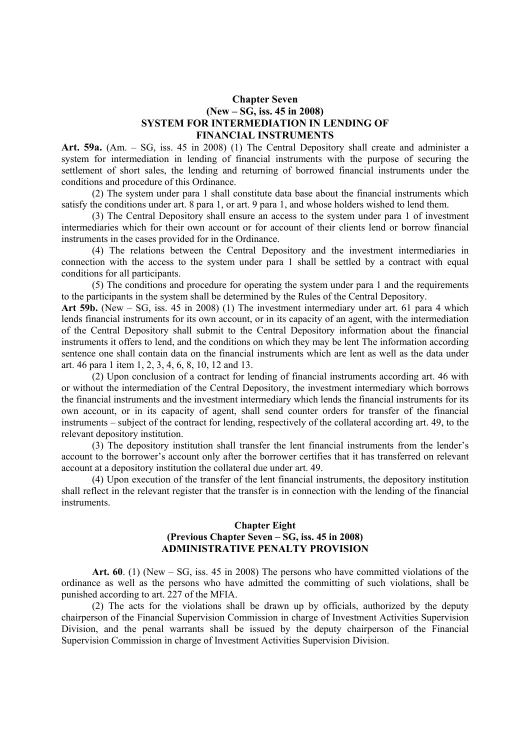## Chapter Seven
## (New – SG, iss. 45 in 2008)
## SYSTEM FOR INTERMEDIATION IN LENDING OF FINANCIAL INSTRUMENTS

**Art. 59a.** (Am. – SG, iss. 45 in 2008) (1) The Central Depository shall create and administer a system for intermediation in lending of financial instruments with the purpose of securing the settlement of short sales, the lending and returning of borrowed financial instruments under the conditions and procedure of this Ordinance.

(2) The system under para 1 shall constitute data base about the financial instruments which satisfy the conditions under art. 8 para 1, or art. 9 para 1, and whose holders wished to lend them.

(3) The Central Depository shall ensure an access to the system under para 1 of investment intermediaries which for their own account or for account of their clients lend or borrow financial instruments in the cases provided for in the Ordinance.

(4) The relations between the Central Depository and the investment intermediaries in connection with the access to the system under para 1 shall be settled by a contract with equal conditions for all participants.

(5) The conditions and procedure for operating the system under para 1 and the requirements to the participants in the system shall be determined by the Rules of the Central Depository.

**Art 59b.** (New – SG, iss. 45 in 2008) (1) The investment intermediary under art. 61 para 4 which lends financial instruments for its own account, or in its capacity of an agent, with the intermediation of the Central Depository shall submit to the Central Depository information about the financial instruments it offers to lend, and the conditions on which they may be lent The information according sentence one shall contain data on the financial instruments which are lent as well as the data under art. 46 para 1 item 1, 2, 3, 4, 6, 8, 10, 12 and 13.

(2) Upon conclusion of a contract for lending of financial instruments according art. 46 with or without the intermediation of the Central Depository, the investment intermediary which borrows the financial instruments and the investment intermediary which lends the financial instruments for its own account, or in its capacity of agent, shall send counter orders for transfer of the financial instruments – subject of the contract for lending, respectively of the collateral according art. 49, to the relevant depository institution.

(3) The depository institution shall transfer the lent financial instruments from the lender's account to the borrower's account only after the borrower certifies that it has transferred on relevant account at a depository institution the collateral due under art. 49.

(4) Upon execution of the transfer of the lent financial instruments, the depository institution shall reflect in the relevant register that the transfer is in connection with the lending of the financial instruments.

## Chapter Eight
## (Previous Chapter Seven – SG, iss. 45 in 2008)
## ADMINISTRATIVE PENALTY PROVISION

**Art. 60**. (1) (New – SG, iss. 45 in 2008) The persons who have committed violations of the ordinance as well as the persons who have admitted the committing of such violations, shall be punished according to art. 227 of the MFIA.

(2) The acts for the violations shall be drawn up by officials, authorized by the deputy chairperson of the Financial Supervision Commission in charge of Investment Activities Supervision Division, and the penal warrants shall be issued by the deputy chairperson of the Financial Supervision Commission in charge of Investment Activities Supervision Division.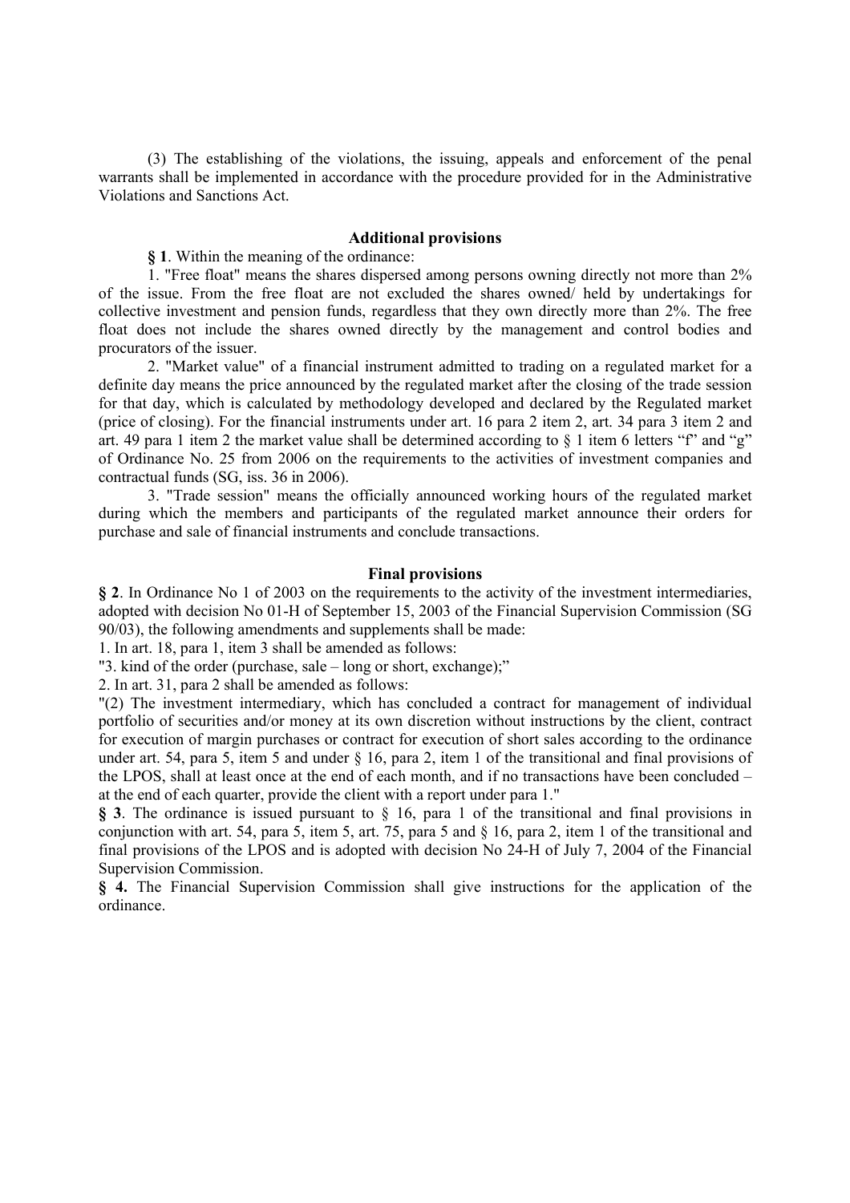(3) The establishing of the violations, the issuing, appeals and enforcement of the penal warrants shall be implemented in accordance with the procedure provided for in the Administrative Violations and Sanctions Act.

## Additional provisions

**§ 1**. Within the meaning of the ordinance:

1. "Free float" means the shares dispersed among persons owning directly not more than 2% of the issue. From the free float are not excluded the shares owned/ held by undertakings for collective investment and pension funds, regardless that they own directly more than 2%. The free float does not include the shares owned directly by the management and control bodies and procurators of the issuer.

2. "Market value" of a financial instrument admitted to trading on a regulated market for a definite day means the price announced by the regulated market after the closing of the trade session for that day, which is calculated by methodology developed and declared by the Regulated market (price of closing). For the financial instruments under art. 16 para 2 item 2, art. 34 para 3 item 2 and art. 49 para 1 item 2 the market value shall be determined according to § 1 item 6 letters "f" and "g" of Ordinance No. 25 from 2006 on the requirements to the activities of investment companies and contractual funds (SG, iss. 36 in 2006).

3. "Trade session" means the officially announced working hours of the regulated market during which the members and participants of the regulated market announce their orders for purchase and sale of financial instruments and conclude transactions.

## Final provisions

**§ 2**. In Ordinance No 1 of 2003 on the requirements to the activity of the investment intermediaries, adopted with decision No 01-H of September 15, 2003 of the Financial Supervision Commission (SG 90/03), the following amendments and supplements shall be made:

1. In art. 18, para 1, item 3 shall be amended as follows:

"3. kind of the order (purchase, sale – long or short, exchange);"

2. In art. 31, para 2 shall be amended as follows:

"(2) The investment intermediary, which has concluded a contract for management of individual portfolio of securities and/or money at its own discretion without instructions by the client, contract for execution of margin purchases or contract for execution of short sales according to the ordinance under art. 54, para 5, item 5 and under § 16, para 2, item 1 of the transitional and final provisions of the LPOS, shall at least once at the end of each month, and if no transactions have been concluded – at the end of each quarter, provide the client with a report under para 1."

**§ 3**. The ordinance is issued pursuant to § 16, para 1 of the transitional and final provisions in conjunction with art. 54, para 5, item 5, art. 75, para 5 and § 16, para 2, item 1 of the transitional and final provisions of the LPOS and is adopted with decision No 24-H of July 7, 2004 of the Financial Supervision Commission.

**§ 4.** The Financial Supervision Commission shall give instructions for the application of the ordinance.